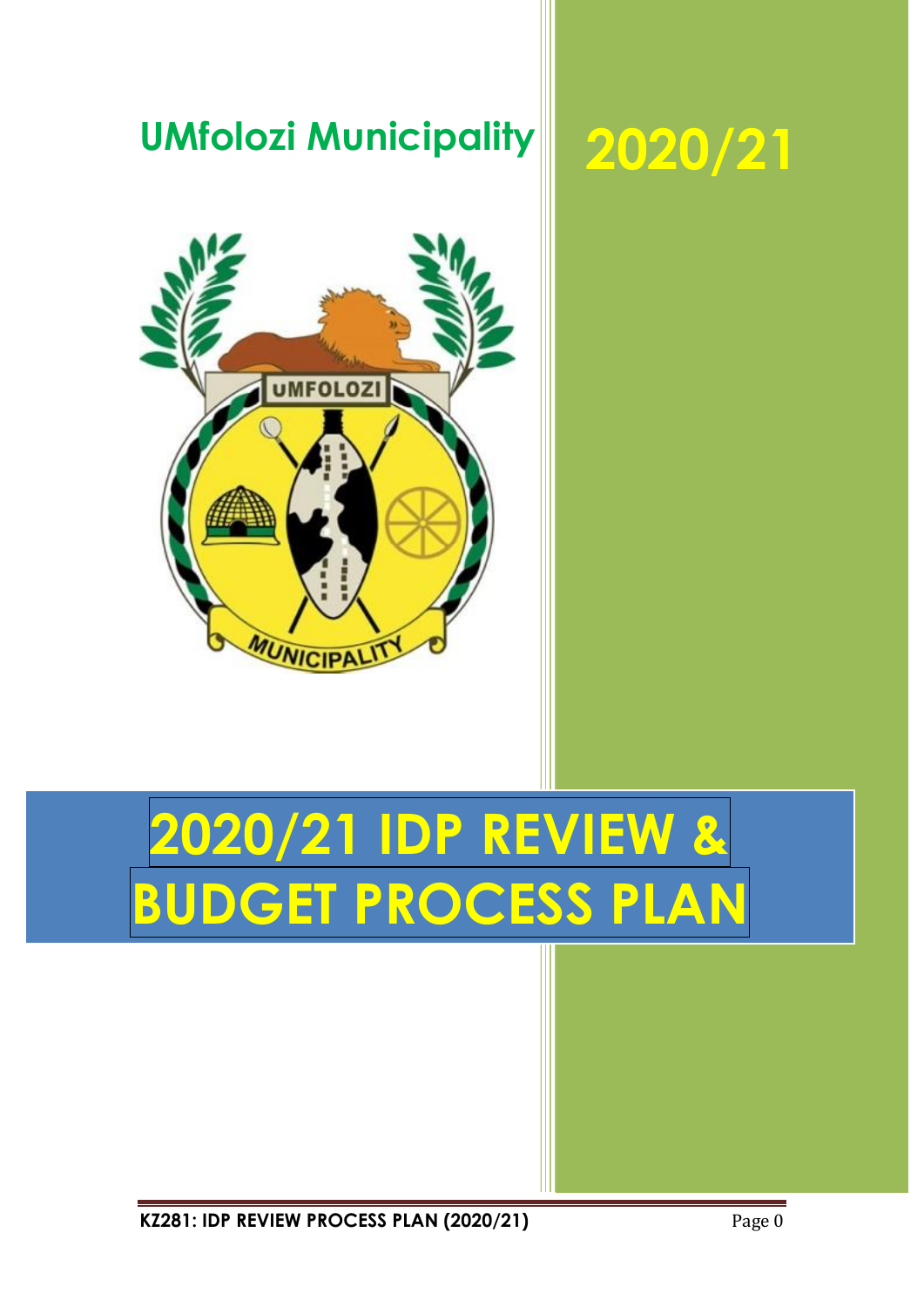# UMfolozi Municipality

# 2020/21

# 2020/21 IDP REVIEW & BUDGET PROCESS PLAN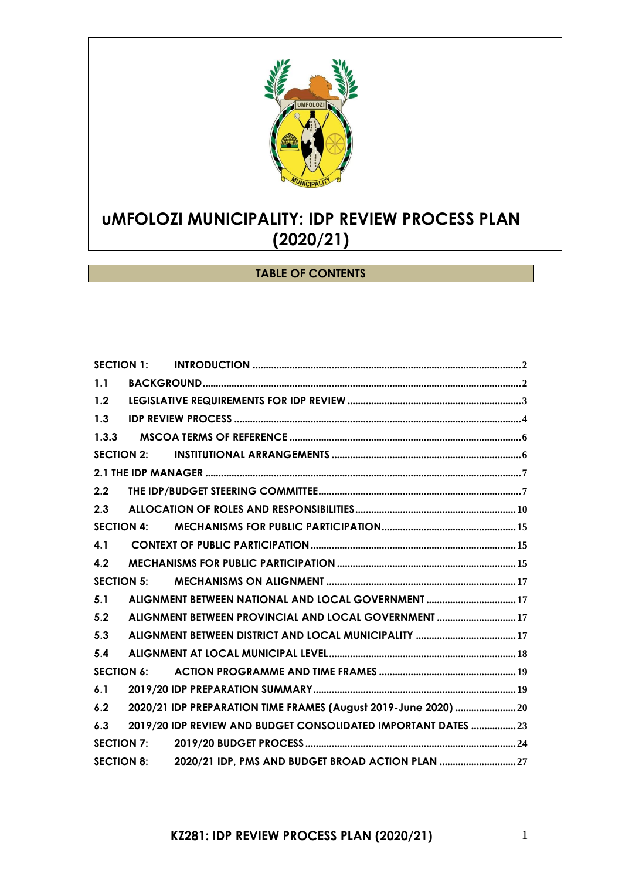# uMFOLOZI MUNICIPALITY: IDP REVIEW PROCESS PLAN (2020/21)

## TABLE OF CONTENTS

| | | |
|---|---|---|
| SECTION 1: | INTRODUCTION | 2 |
| 1.1 | BACKGROUND | 2 |
| 1.2 | LEGISLATIVE REQUIREMENTS FOR IDP REVIEW | 3 |
| 1.3 | IDP REVIEW PROCESS | 4 |
| 1.3.3 | MSCOA TERMS OF REFERENCE | 6 |
| SECTION 2: | INSTITUTIONAL ARRANGEMENTS | 6 |
| 2.1 | THE IDP MANAGER | 7 |
| 2.2 | THE IDP/BUDGET STEERING COMMITTEE | 7 |
| 2.3 | ALLOCATION OF ROLES AND RESPONSIBILITIES | 10 |
| SECTION 4: | MECHANISMS FOR PUBLIC PARTICIPATION | 15 |
| 4.1 | CONTEXT OF PUBLIC PARTICIPATION | 15 |
| 4.2 | MECHANISMS FOR PUBLIC PARTICIPATION | 15 |
| SECTION 5: | MECHANISMS ON ALIGNMENT | 17 |
| 5.1 | ALIGNMENT BETWEEN NATIONAL AND LOCAL GOVERNMENT | 17 |
| 5.2 | ALIGNMENT BETWEEN PROVINCIAL AND LOCAL GOVERNMENT | 17 |
| 5.3 | ALIGNMENT BETWEEN DISTRICT AND LOCAL MUNICIPALITY | 17 |
| 5.4 | ALIGNMENT AT LOCAL MUNICIPAL LEVEL | 18 |
| SECTION 6: | ACTION PROGRAMME AND TIME FRAMES | 19 |
| 6.1 | 2019/20 IDP PREPARATION SUMMARY | 19 |
| 6.2 | 2020/21 IDP PREPARATION TIME FRAMES (August 2019-June 2020) | 20 |
| 6.3 | 2019/20 IDP REVIEW AND BUDGET CONSOLIDATED IMPORTANT DATES | 23 |
| SECTION 7: | 2019/20 BUDGET PROCESS | 24 |
| SECTION 8: | 2020/21 IDP, PMS AND BUDGET BROAD ACTION PLAN | 27 |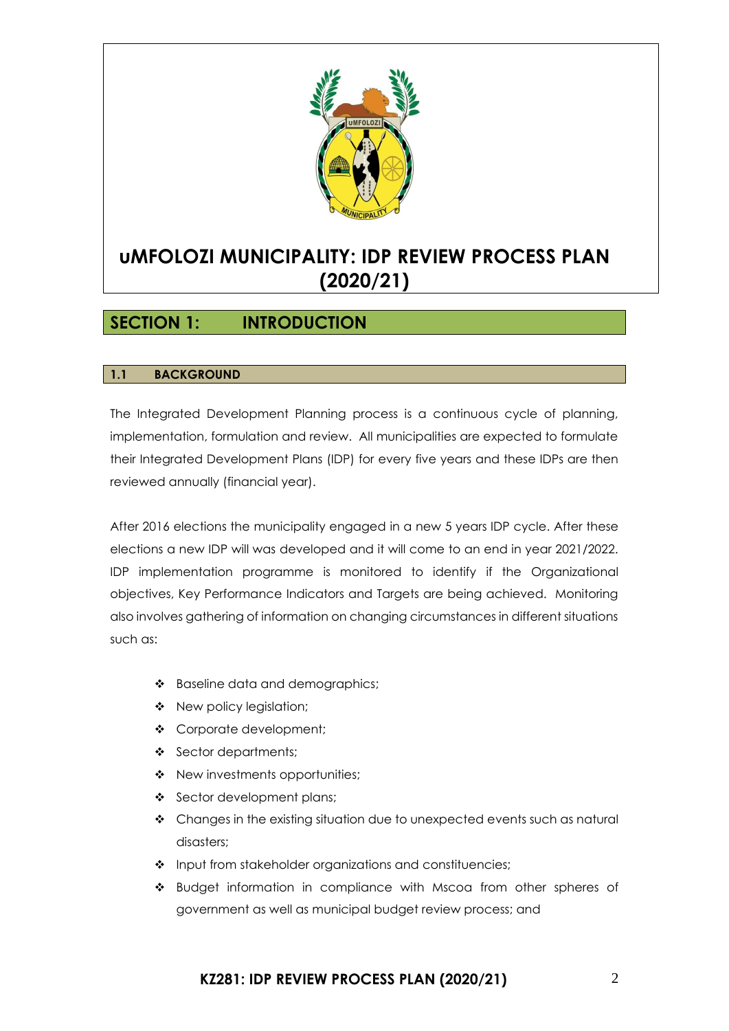# uMFOLOZI MUNICIPALITY: IDP REVIEW PROCESS PLAN (2020/21)

## SECTION 1: INTRODUCTION

### 1.1 BACKGROUND

The Integrated Development Planning process is a continuous cycle of planning, implementation, formulation and review. All municipalities are expected to formulate their Integrated Development Plans (IDP) for every five years and these IDPs are then reviewed annually (financial year).

After 2016 elections the municipality engaged in a new 5 years IDP cycle. After these elections a new IDP will was developed and it will come to an end in year 2021/2022. IDP implementation programme is monitored to identify if the Organizational objectives, Key Performance Indicators and Targets are being achieved. Monitoring also involves gathering of information on changing circumstances in different situations such as:

- Baseline data and demographics;
- New policy legislation;
- Corporate development;
- Sector departments;
- New investments opportunities;
- Sector development plans;
- Changes in the existing situation due to unexpected events such as natural disasters;
- Input from stakeholder organizations and constituencies;
- Budget information in compliance with Mscoa from other spheres of government as well as municipal budget review process; and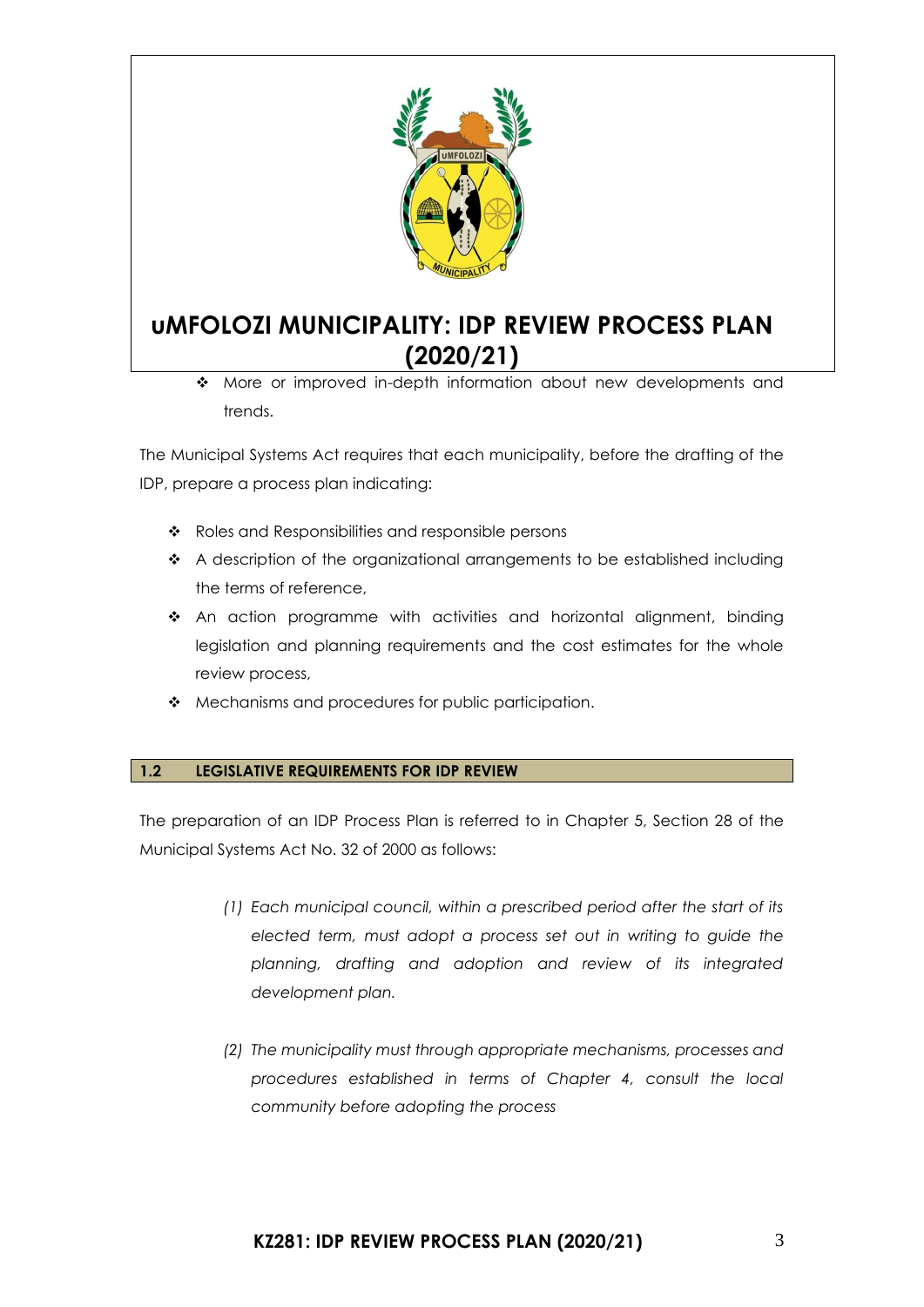- More or improved in-depth information about new developments and trends.

The Municipal Systems Act requires that each municipality, before the drafting of the IDP, prepare a process plan indicating:

- Roles and Responsibilities and responsible persons
- A description of the organizational arrangements to be established including the terms of reference,
- An action programme with activities and horizontal alignment, binding legislation and planning requirements and the cost estimates for the whole review process,
- Mechanisms and procedures for public participation.

## 1.2 LEGISLATIVE REQUIREMENTS FOR IDP REVIEW

The preparation of an IDP Process Plan is referred to in Chapter 5, Section 28 of the Municipal Systems Act No. 32 of 2000 as follows:

> *(1) Each municipal council, within a prescribed period after the start of its elected term, must adopt a process set out in writing to guide the planning, drafting and adoption and review of its integrated development plan.*
>
> *(2) The municipality must through appropriate mechanisms, processes and procedures established in terms of Chapter 4, consult the local community before adopting the process*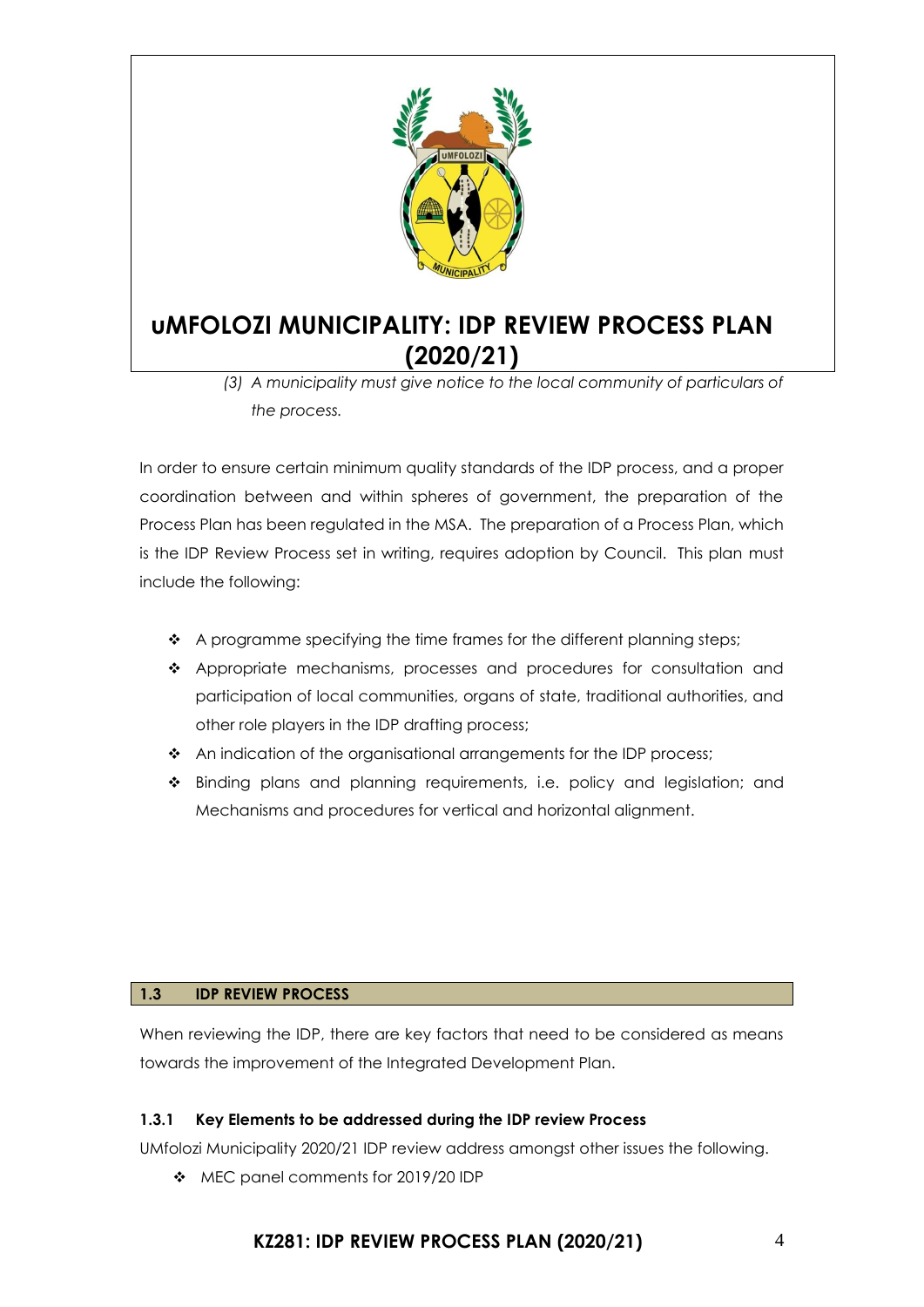*(3) A municipality must give notice to the local community of particulars of the process.*

In order to ensure certain minimum quality standards of the IDP process, and a proper coordination between and within spheres of government, the preparation of the Process Plan has been regulated in the MSA. The preparation of a Process Plan, which is the IDP Review Process set in writing, requires adoption by Council. This plan must include the following:

- A programme specifying the time frames for the different planning steps;
- Appropriate mechanisms, processes and procedures for consultation and participation of local communities, organs of state, traditional authorities, and other role players in the IDP drafting process;
- An indication of the organisational arrangements for the IDP process;
- Binding plans and planning requirements, i.e. policy and legislation; and Mechanisms and procedures for vertical and horizontal alignment.

## 1.3 IDP REVIEW PROCESS

When reviewing the IDP, there are key factors that need to be considered as means towards the improvement of the Integrated Development Plan.

### 1.3.1 Key Elements to be addressed during the IDP review Process

UMfolozi Municipality 2020/21 IDP review address amongst other issues the following.

- MEC panel comments for 2019/20 IDP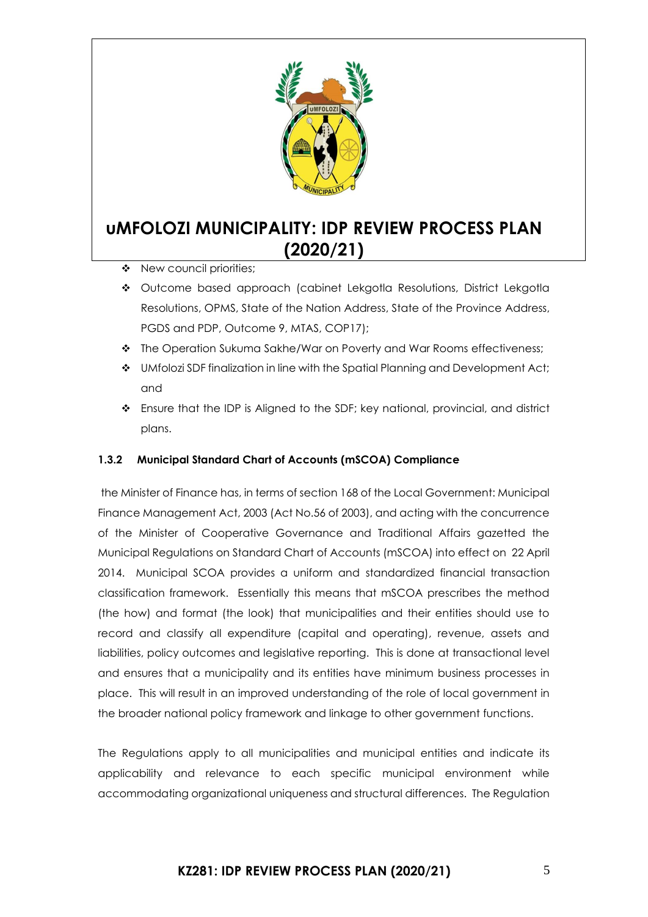- New council priorities;
- Outcome based approach (cabinet Lekgotla Resolutions, District Lekgotla Resolutions, OPMS, State of the Nation Address, State of the Province Address, PGDS and PDP, Outcome 9, MTAS, COP17);
- The Operation Sukuma Sakhe/War on Poverty and War Rooms effectiveness;
- UMfolozi SDF finalization in line with the Spatial Planning and Development Act; and
- Ensure that the IDP is Aligned to the SDF; key national, provincial, and district plans.

#### 1.3.2 Municipal Standard Chart of Accounts (mSCOA) Compliance

the Minister of Finance has, in terms of section 168 of the Local Government: Municipal Finance Management Act, 2003 (Act No.56 of 2003), and acting with the concurrence of the Minister of Cooperative Governance and Traditional Affairs gazetted the Municipal Regulations on Standard Chart of Accounts (mSCOA) into effect on 22 April 2014. Municipal SCOA provides a uniform and standardized financial transaction classification framework. Essentially this means that mSCOA prescribes the method (the how) and format (the look) that municipalities and their entities should use to record and classify all expenditure (capital and operating), revenue, assets and liabilities, policy outcomes and legislative reporting. This is done at transactional level and ensures that a municipality and its entities have minimum business processes in place. This will result in an improved understanding of the role of local government in the broader national policy framework and linkage to other government functions.

The Regulations apply to all municipalities and municipal entities and indicate its applicability and relevance to each specific municipal environment while accommodating organizational uniqueness and structural differences. The Regulation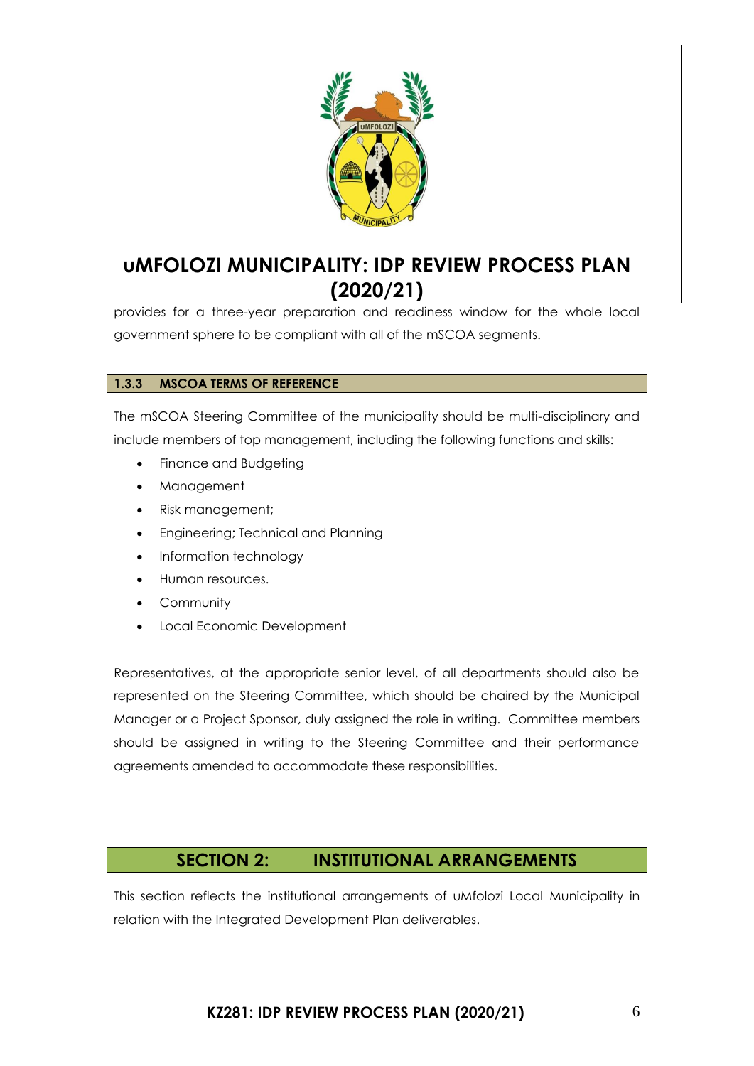provides for a three-year preparation and readiness window for the whole local government sphere to be compliant with all of the mSCOA segments.

### 1.3.3 MSCOA TERMS OF REFERENCE

The mSCOA Steering Committee of the municipality should be multi-disciplinary and include members of top management, including the following functions and skills:

- Finance and Budgeting
- Management
- Risk management;
- Engineering; Technical and Planning
- Information technology
- Human resources.
- Community
- Local Economic Development

Representatives, at the appropriate senior level, of all departments should also be represented on the Steering Committee, which should be chaired by the Municipal Manager or a Project Sponsor, duly assigned the role in writing. Committee members should be assigned in writing to the Steering Committee and their performance agreements amended to accommodate these responsibilities.

## SECTION 2: INSTITUTIONAL ARRANGEMENTS

This section reflects the institutional arrangements of uMfolozi Local Municipality in relation with the Integrated Development Plan deliverables.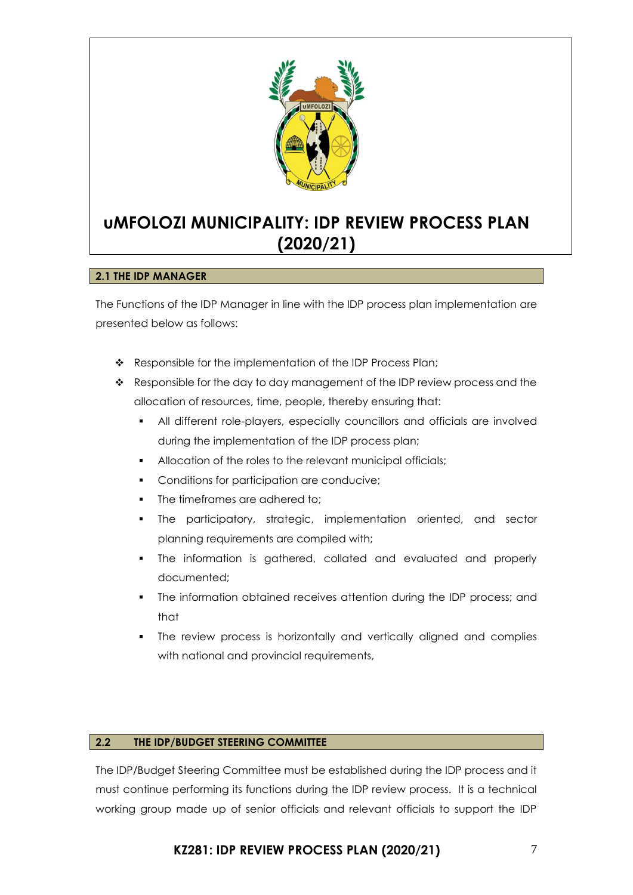# uMFOLOZI MUNICIPALITY: IDP REVIEW PROCESS PLAN (2020/21)

## 2.1 THE IDP MANAGER

The Functions of the IDP Manager in line with the IDP process plan implementation are presented below as follows:

- Responsible for the implementation of the IDP Process Plan;
- Responsible for the day to day management of the IDP review process and the allocation of resources, time, people, thereby ensuring that:
  - All different role-players, especially councillors and officials are involved during the implementation of the IDP process plan;
  - Allocation of the roles to the relevant municipal officials;
  - Conditions for participation are conducive;
  - The timeframes are adhered to;
  - The participatory, strategic, implementation oriented, and sector planning requirements are compiled with;
  - The information is gathered, collated and evaluated and properly documented;
  - The information obtained receives attention during the IDP process; and that
  - The review process is horizontally and vertically aligned and complies with national and provincial requirements,

## 2.2 THE IDP/BUDGET STEERING COMMITTEE

The IDP/Budget Steering Committee must be established during the IDP process and it must continue performing its functions during the IDP review process. It is a technical working group made up of senior officials and relevant officials to support the IDP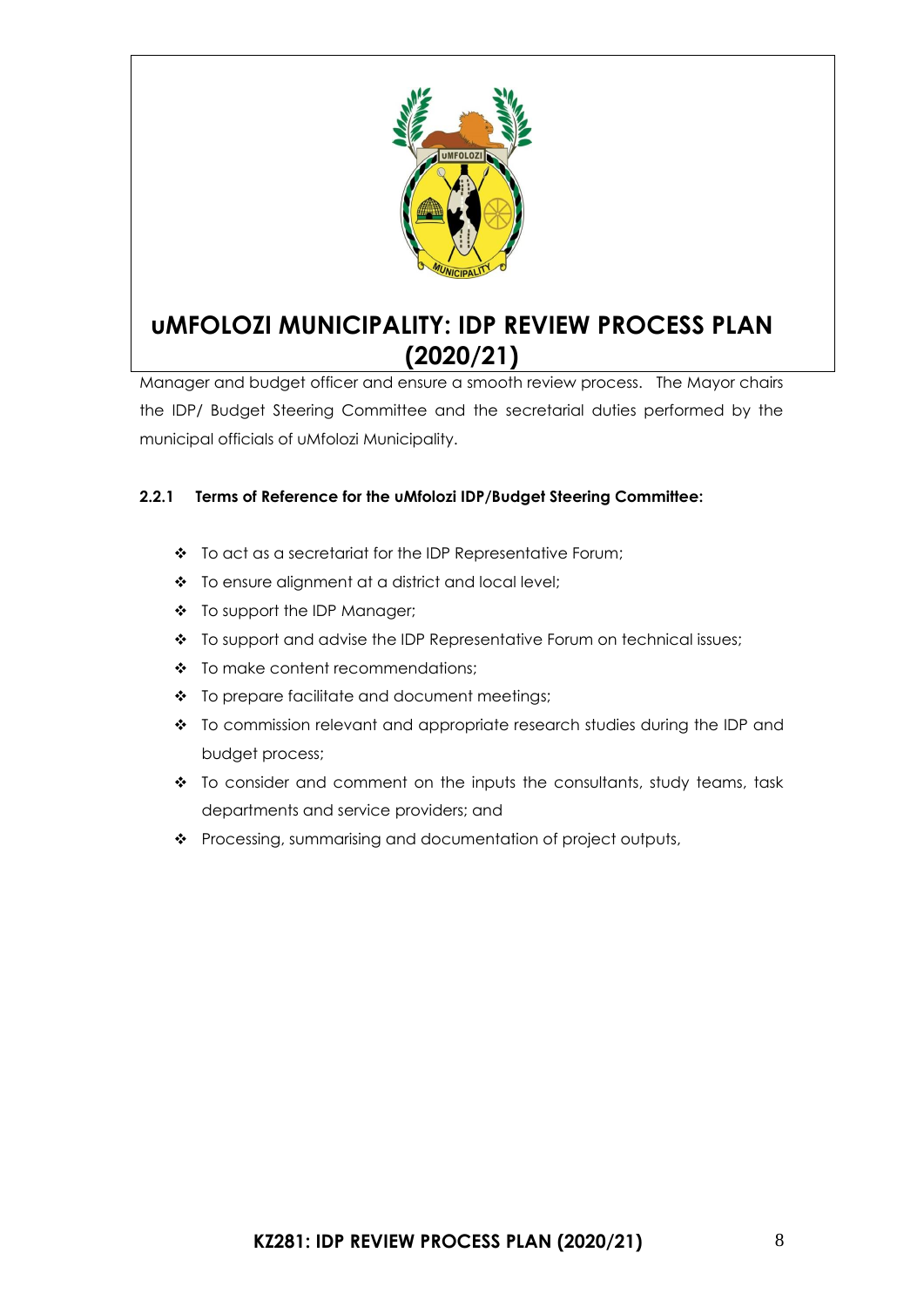Manager and budget officer and ensure a smooth review process. The Mayor chairs the IDP/ Budget Steering Committee and the secretarial duties performed by the municipal officials of uMfolozi Municipality.

#### 2.2.1 Terms of Reference for the uMfolozi IDP/Budget Steering Committee:

- To act as a secretariat for the IDP Representative Forum;
- To ensure alignment at a district and local level;
- To support the IDP Manager;
- To support and advise the IDP Representative Forum on technical issues;
- To make content recommendations;
- To prepare facilitate and document meetings;
- To commission relevant and appropriate research studies during the IDP and budget process;
- To consider and comment on the inputs the consultants, study teams, task departments and service providers; and
- Processing, summarising and documentation of project outputs,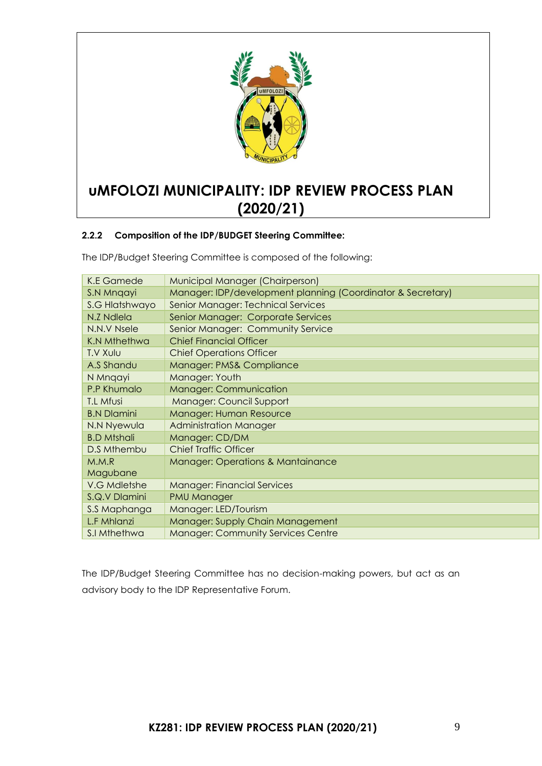#### 2.2.2 Composition of the IDP/BUDGET Steering Committee:

The IDP/Budget Steering Committee is composed of the following:

| | |
|---|---|
| K.E Gamede | Municipal Manager (Chairperson) |
| S.N Mnqayi | Manager: IDP/development planning (Coordinator & Secretary) |
| S.G Hlatshwayo | Senior Manager: Technical Services |
| N.Z Ndlela | Senior Manager: Corporate Services |
| N.N.V Nsele | Senior Manager: Community Service |
| K.N Mthethwa | Chief Financial Officer |
| T.V Xulu | Chief Operations Officer |
| A.S Shandu | Manager: PMS& Compliance |
| N Mnqayi | Manager: Youth |
| P.P Khumalo | Manager: Communication |
| T.L Mfusi | Manager: Council Support |
| B.N Dlamini | Manager: Human Resource |
| N.N Nyewula | Administration Manager |
| B.D Mtshali | Manager: CD/DM |
| D.S Mthembu | Chief Traffic Officer |
| M.M.R Magubane | Manager: Operations & Mantainance |
| V.G Mdletshe | Manager: Financial Services |
| S.Q.V Dlamini | PMU Manager |
| S.S Maphanga | Manager: LED/Tourism |
| L.F Mhlanzi | Manager: Supply Chain Management |
| S.I Mthethwa | Manager: Community Services Centre |

The IDP/Budget Steering Committee has no decision-making powers, but act as an advisory body to the IDP Representative Forum.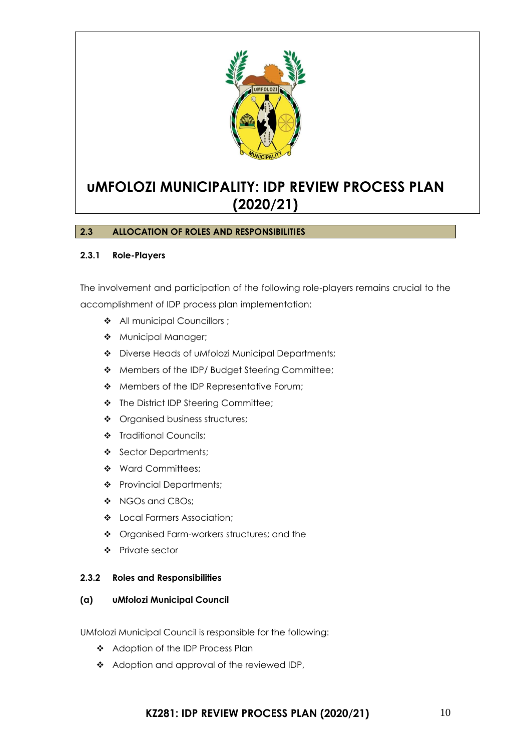## 2.3 ALLOCATION OF ROLES AND RESPONSIBILITIES

### 2.3.1 Role-Players

The involvement and participation of the following role-players remains crucial to the accomplishment of IDP process plan implementation:

- All municipal Councillors ;
- Municipal Manager;
- Diverse Heads of uMfolozi Municipal Departments;
- Members of the IDP/ Budget Steering Committee;
- Members of the IDP Representative Forum;
- The District IDP Steering Committee;
- Organised business structures;
- Traditional Councils;
- Sector Departments;
- Ward Committees;
- Provincial Departments;
- NGOs and CBOs;
- Local Farmers Association;
- Organised Farm-workers structures; and the
- Private sector

### 2.3.2 Roles and Responsibilities

**(a) uMfolozi Municipal Council**

UMfolozi Municipal Council is responsible for the following:

- Adoption of the IDP Process Plan
- Adoption and approval of the reviewed IDP,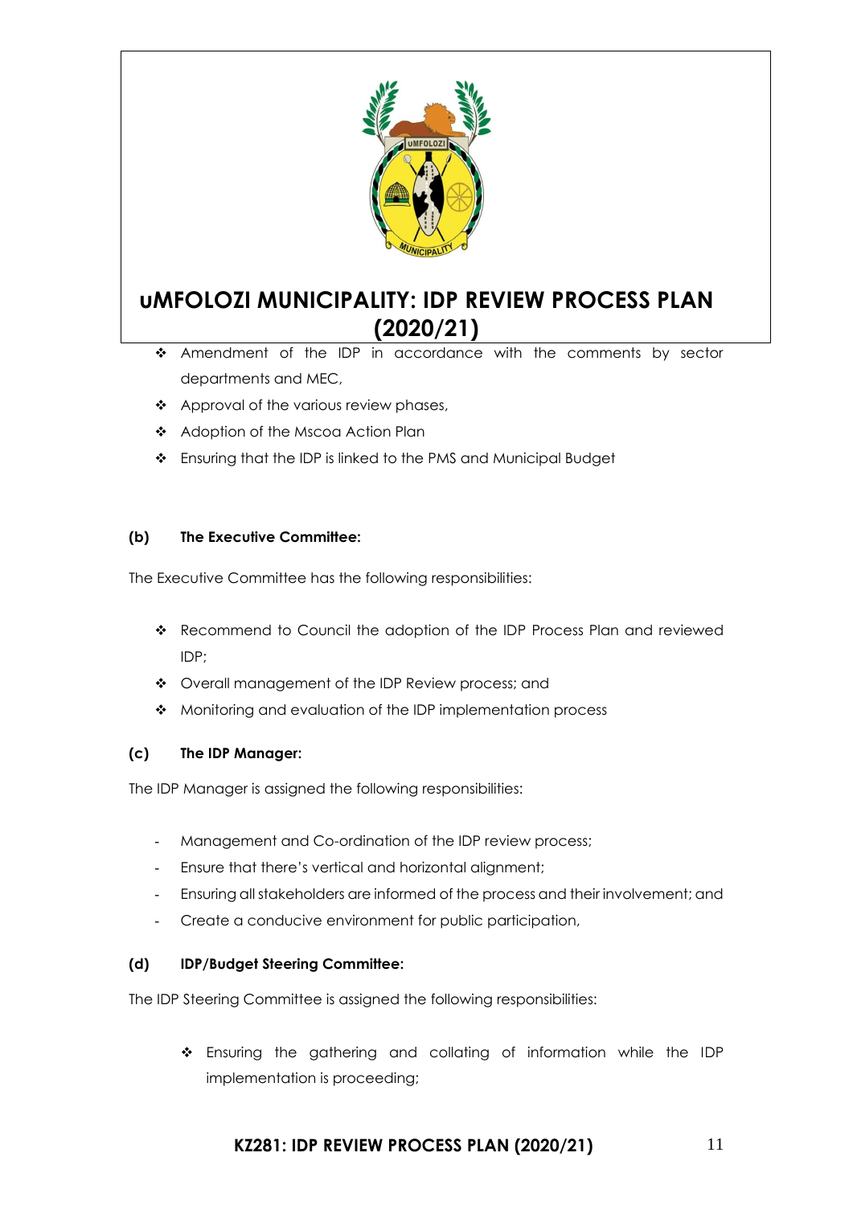- Amendment of the IDP in accordance with the comments by sector departments and MEC,
- Approval of the various review phases,
- Adoption of the Mscoa Action Plan
- Ensuring that the IDP is linked to the PMS and Municipal Budget

**(b) The Executive Committee:**

The Executive Committee has the following responsibilities:

- Recommend to Council the adoption of the IDP Process Plan and reviewed IDP;
- Overall management of the IDP Review process; and
- Monitoring and evaluation of the IDP implementation process

**(c) The IDP Manager:**

The IDP Manager is assigned the following responsibilities:

- Management and Co-ordination of the IDP review process;
- Ensure that there's vertical and horizontal alignment;
- Ensuring all stakeholders are informed of the process and their involvement; and
- Create a conducive environment for public participation,

**(d) IDP/Budget Steering Committee:**

The IDP Steering Committee is assigned the following responsibilities:

- Ensuring the gathering and collating of information while the IDP implementation is proceeding;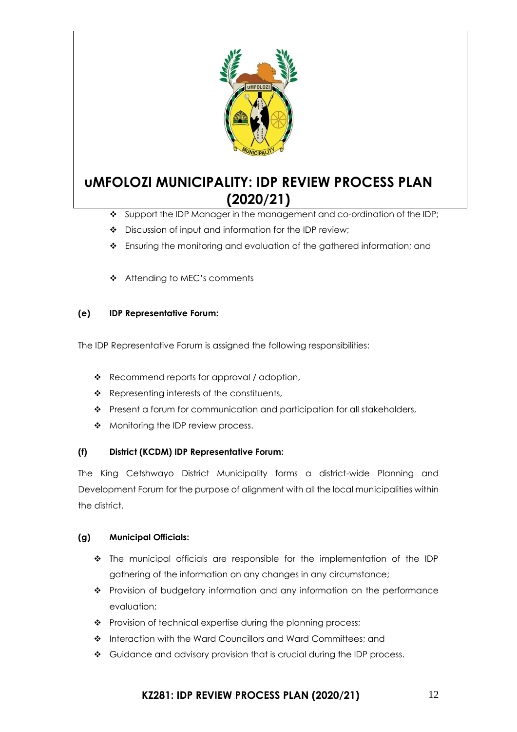- Support the IDP Manager in the management and co-ordination of the IDP;
- Discussion of input and information for the IDP review;
- Ensuring the monitoring and evaluation of the gathered information; and
- Attending to MEC's comments

#### (e) IDP Representative Forum:

The IDP Representative Forum is assigned the following responsibilities:

- Recommend reports for approval / adoption,
- Representing interests of the constituents,
- Present a forum for communication and participation for all stakeholders,
- Monitoring the IDP review process.

#### (f) District (KCDM) IDP Representative Forum:

The King Cetshwayo District Municipality forms a district-wide Planning and Development Forum for the purpose of alignment with all the local municipalities within the district.

#### (g) Municipal Officials:

- The municipal officials are responsible for the implementation of the IDP gathering of the information on any changes in any circumstance;
- Provision of budgetary information and any information on the performance evaluation;
- Provision of technical expertise during the planning process;
- Interaction with the Ward Councillors and Ward Committees; and
- Guidance and advisory provision that is crucial during the IDP process.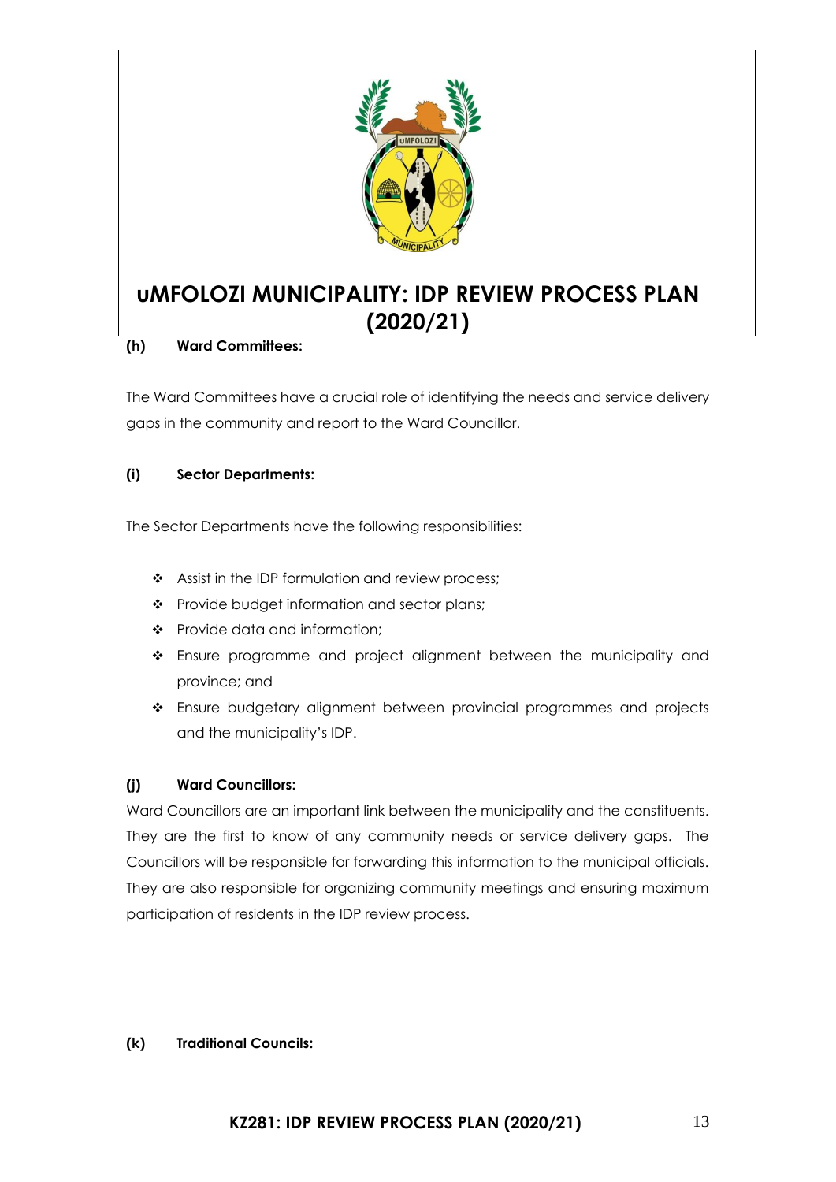#### (h) Ward Committees:

The Ward Committees have a crucial role of identifying the needs and service delivery gaps in the community and report to the Ward Councillor.

#### (i) Sector Departments:

The Sector Departments have the following responsibilities:

- Assist in the IDP formulation and review process;
- Provide budget information and sector plans;
- Provide data and information;
- Ensure programme and project alignment between the municipality and province; and
- Ensure budgetary alignment between provincial programmes and projects and the municipality's IDP.

#### (j) Ward Councillors:

Ward Councillors are an important link between the municipality and the constituents. They are the first to know of any community needs or service delivery gaps. The Councillors will be responsible for forwarding this information to the municipal officials. They are also responsible for organizing community meetings and ensuring maximum participation of residents in the IDP review process.

#### (k) Traditional Councils: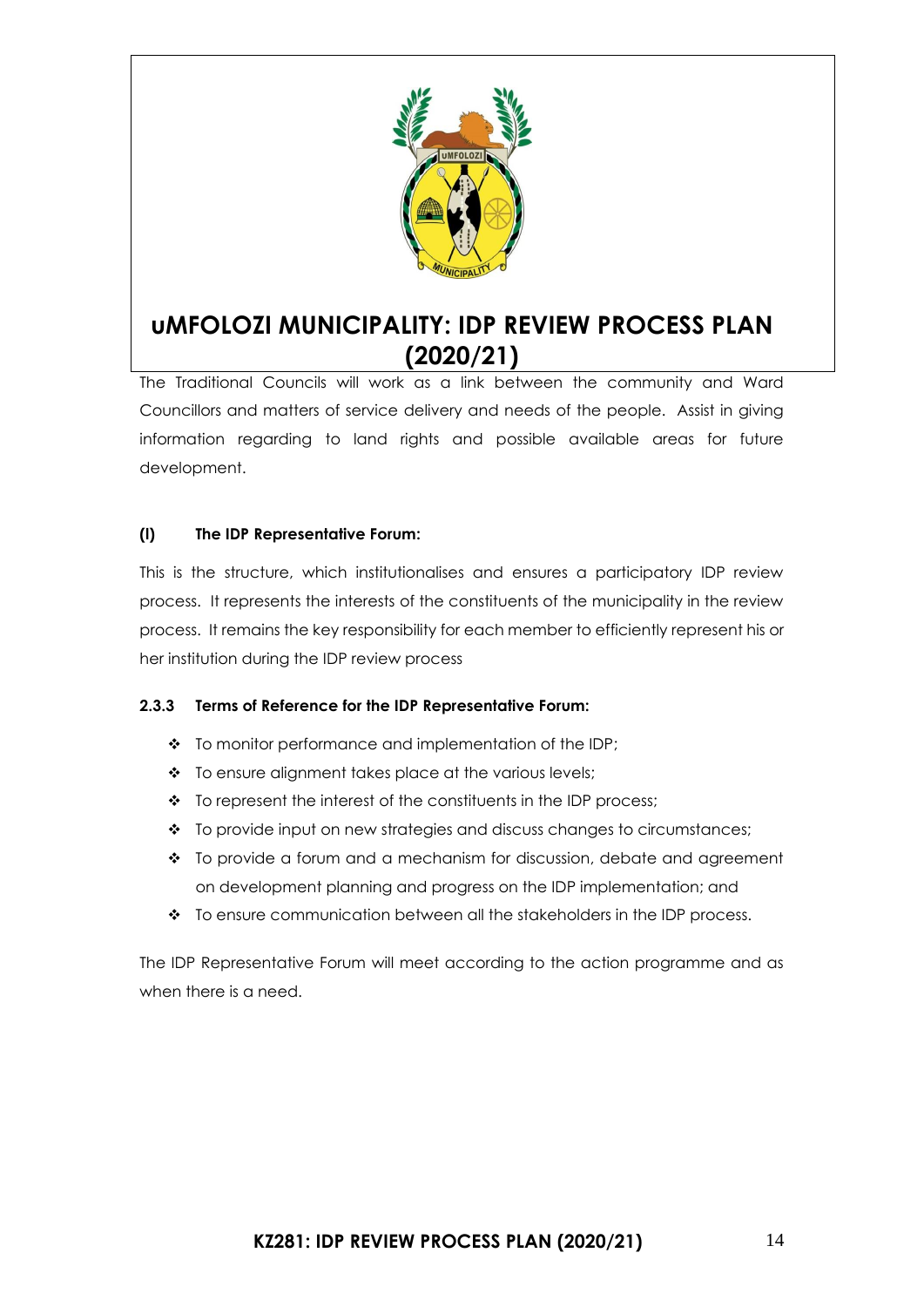The Traditional Councils will work as a link between the community and Ward Councillors and matters of service delivery and needs of the people. Assist in giving information regarding to land rights and possible available areas for future development.

**(I) The IDP Representative Forum:**

This is the structure, which institutionalises and ensures a participatory IDP review process. It represents the interests of the constituents of the municipality in the review process. It remains the key responsibility for each member to efficiently represent his or her institution during the IDP review process

### 2.3.3 Terms of Reference for the IDP Representative Forum:

- To monitor performance and implementation of the IDP;
- To ensure alignment takes place at the various levels;
- To represent the interest of the constituents in the IDP process;
- To provide input on new strategies and discuss changes to circumstances;
- To provide a forum and a mechanism for discussion, debate and agreement on development planning and progress on the IDP implementation; and
- To ensure communication between all the stakeholders in the IDP process.

The IDP Representative Forum will meet according to the action programme and as when there is a need.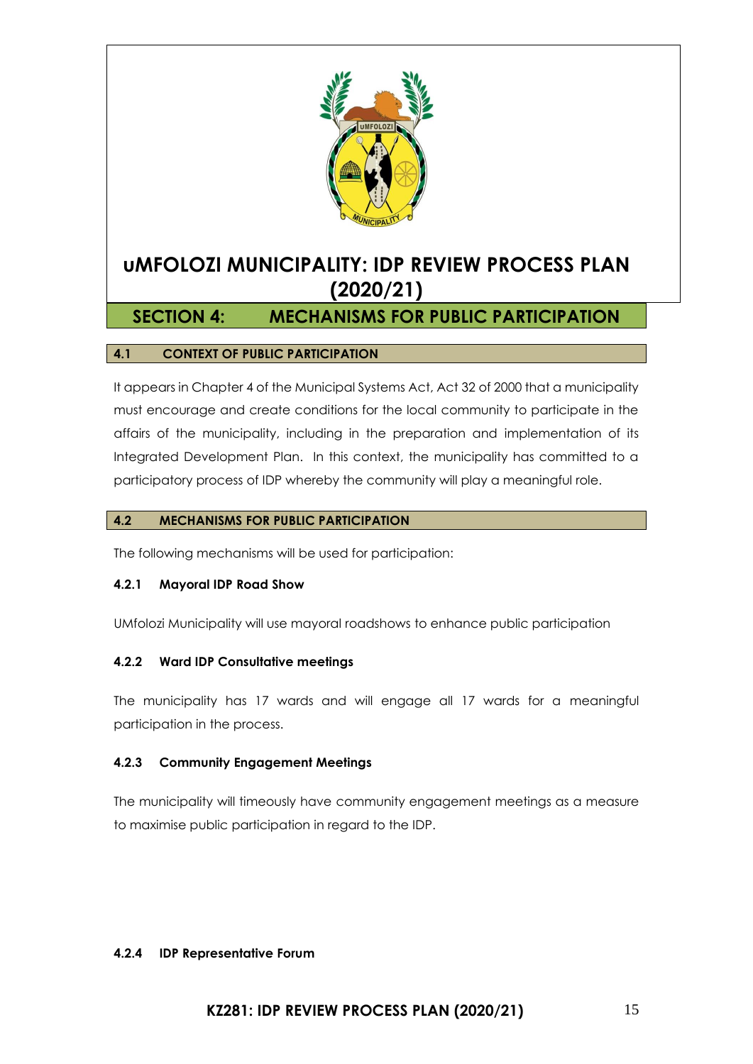# uMFOLOZI MUNICIPALITY: IDP REVIEW PROCESS PLAN (2020/21)

## SECTION 4: MECHANISMS FOR PUBLIC PARTICIPATION

### 4.1 CONTEXT OF PUBLIC PARTICIPATION

It appears in Chapter 4 of the Municipal Systems Act, Act 32 of 2000 that a municipality must encourage and create conditions for the local community to participate in the affairs of the municipality, including in the preparation and implementation of its Integrated Development Plan. In this context, the municipality has committed to a participatory process of IDP whereby the community will play a meaningful role.

### 4.2 MECHANISMS FOR PUBLIC PARTICIPATION

The following mechanisms will be used for participation:

#### 4.2.1 Mayoral IDP Road Show

UMfolozi Municipality will use mayoral roadshows to enhance public participation

#### 4.2.2 Ward IDP Consultative meetings

The municipality has 17 wards and will engage all 17 wards for a meaningful participation in the process.

#### 4.2.3 Community Engagement Meetings

The municipality will timeously have community engagement meetings as a measure to maximise public participation in regard to the IDP.

#### 4.2.4 IDP Representative Forum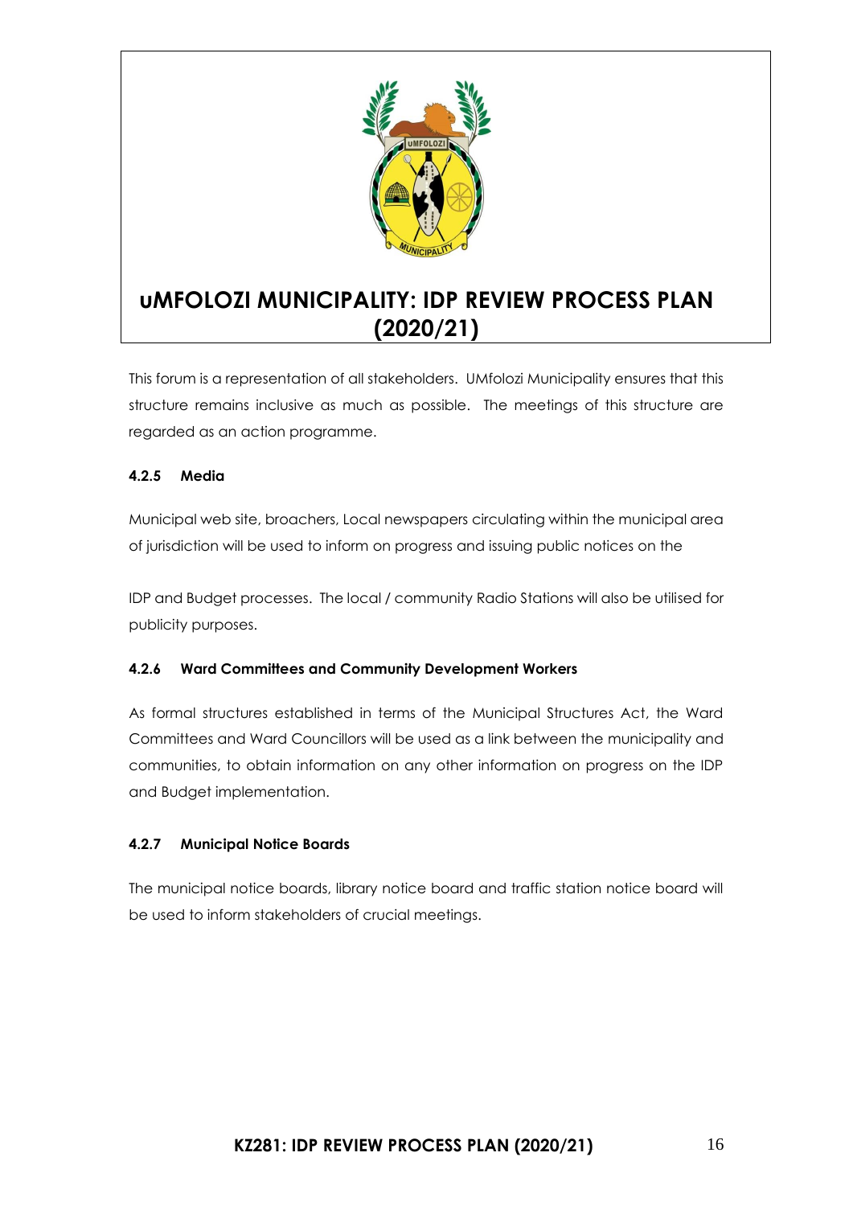This forum is a representation of all stakeholders. UMfolozi Municipality ensures that this structure remains inclusive as much as possible. The meetings of this structure are regarded as an action programme.

#### 4.2.5 Media

Municipal web site, broachers, Local newspapers circulating within the municipal area of jurisdiction will be used to inform on progress and issuing public notices on the

IDP and Budget processes. The local / community Radio Stations will also be utilised for publicity purposes.

#### 4.2.6 Ward Committees and Community Development Workers

As formal structures established in terms of the Municipal Structures Act, the Ward Committees and Ward Councillors will be used as a link between the municipality and communities, to obtain information on any other information on progress on the IDP and Budget implementation.

#### 4.2.7 Municipal Notice Boards

The municipal notice boards, library notice board and traffic station notice board will be used to inform stakeholders of crucial meetings.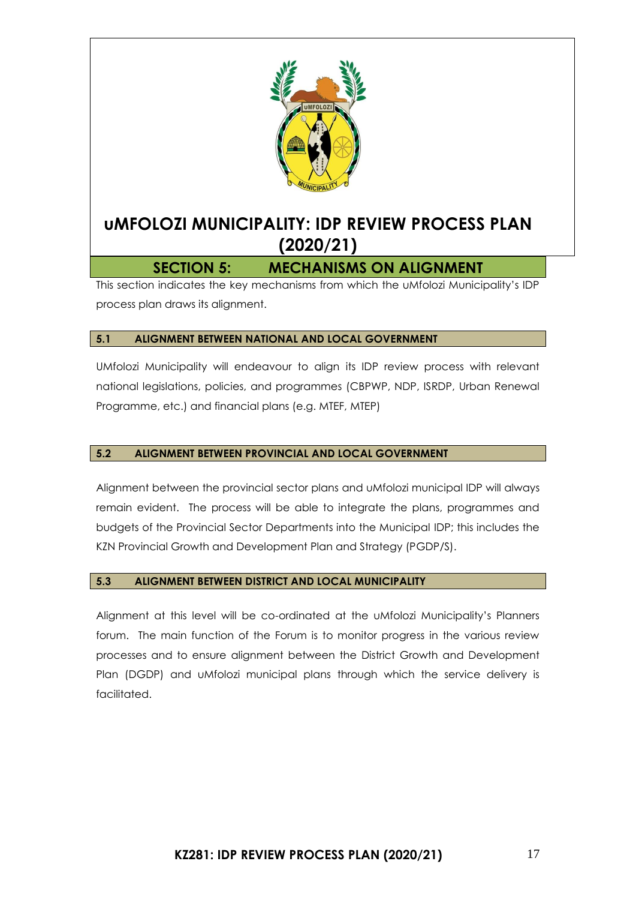# uMFOLOZI MUNICIPALITY: IDP REVIEW PROCESS PLAN (2020/21)

## SECTION 5: MECHANISMS ON ALIGNMENT

This section indicates the key mechanisms from which the uMfolozi Municipality's IDP process plan draws its alignment.

### 5.1 ALIGNMENT BETWEEN NATIONAL AND LOCAL GOVERNMENT

UMfolozi Municipality will endeavour to align its IDP review process with relevant national legislations, policies, and programmes (CBPWP, NDP, ISRDP, Urban Renewal Programme, etc.) and financial plans (e.g. MTEF, MTEP)

### 5.2 ALIGNMENT BETWEEN PROVINCIAL AND LOCAL GOVERNMENT

Alignment between the provincial sector plans and uMfolozi municipal IDP will always remain evident. The process will be able to integrate the plans, programmes and budgets of the Provincial Sector Departments into the Municipal IDP; this includes the KZN Provincial Growth and Development Plan and Strategy (PGDP/S).

### 5.3 ALIGNMENT BETWEEN DISTRICT AND LOCAL MUNICIPALITY

Alignment at this level will be co-ordinated at the uMfolozi Municipality's Planners forum. The main function of the Forum is to monitor progress in the various review processes and to ensure alignment between the District Growth and Development Plan (DGDP) and uMfolozi municipal plans through which the service delivery is facilitated.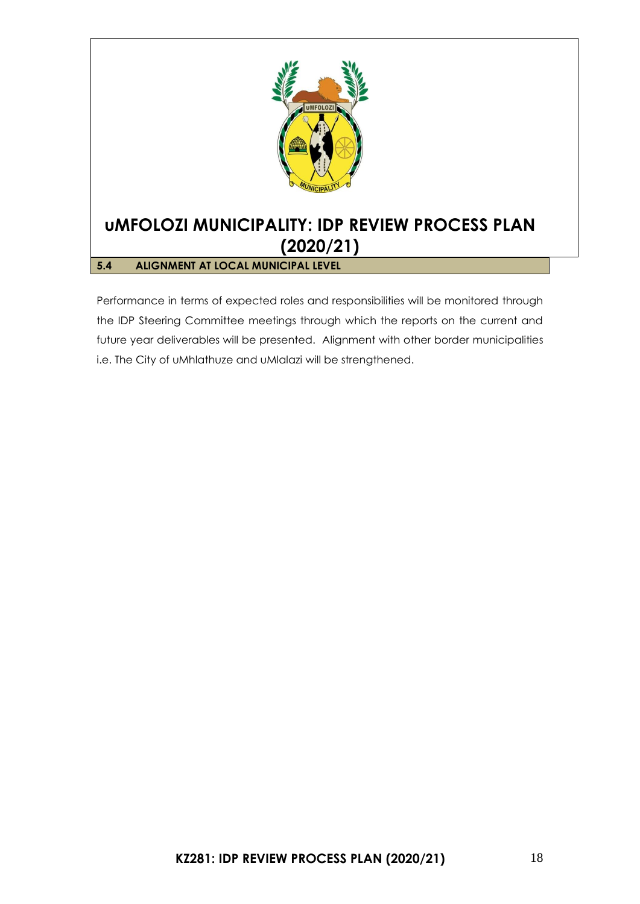## 5.4 ALIGNMENT AT LOCAL MUNICIPAL LEVEL

Performance in terms of expected roles and responsibilities will be monitored through the IDP Steering Committee meetings through which the reports on the current and future year deliverables will be presented. Alignment with other border municipalities i.e. The City of uMhlathuze and uMlalazi will be strengthened.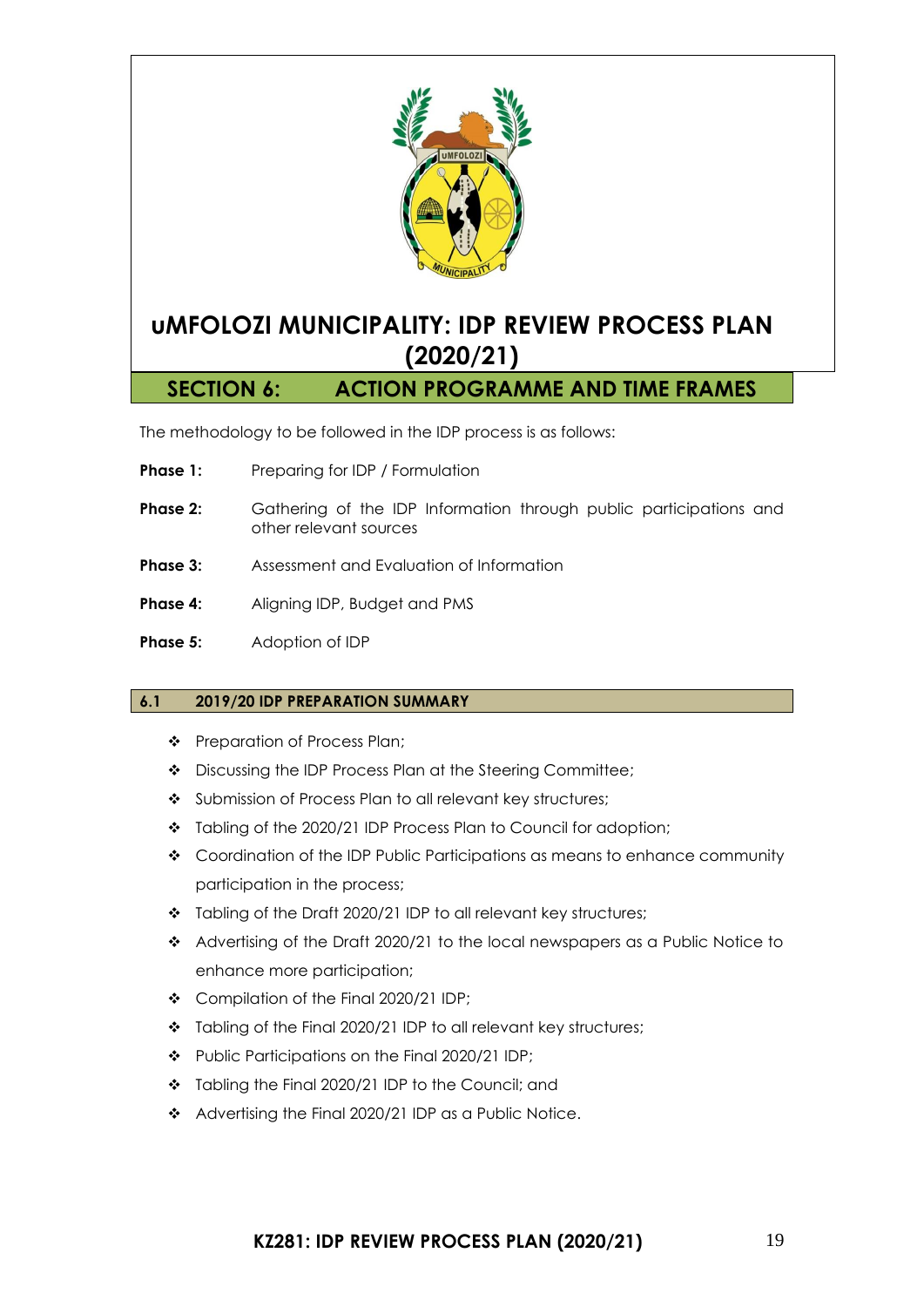# uMFOLOZI MUNICIPALITY: IDP REVIEW PROCESS PLAN (2020/21)

## SECTION 6: ACTION PROGRAMME AND TIME FRAMES

The methodology to be followed in the IDP process is as follows:

**Phase 1:** Preparing for IDP / Formulation

**Phase 2:** Gathering of the IDP Information through public participations and other relevant sources

**Phase 3:** Assessment and Evaluation of Information

**Phase 4:** Aligning IDP, Budget and PMS

**Phase 5:** Adoption of IDP

### 6.1 2019/20 IDP PREPARATION SUMMARY

- Preparation of Process Plan;
- Discussing the IDP Process Plan at the Steering Committee;
- Submission of Process Plan to all relevant key structures;
- Tabling of the 2020/21 IDP Process Plan to Council for adoption;
- Coordination of the IDP Public Participations as means to enhance community participation in the process;
- Tabling of the Draft 2020/21 IDP to all relevant key structures;
- Advertising of the Draft 2020/21 to the local newspapers as a Public Notice to enhance more participation;
- Compilation of the Final 2020/21 IDP;
- Tabling of the Final 2020/21 IDP to all relevant key structures;
- Public Participations on the Final 2020/21 IDP;
- Tabling the Final 2020/21 IDP to the Council; and
- Advertising the Final 2020/21 IDP as a Public Notice.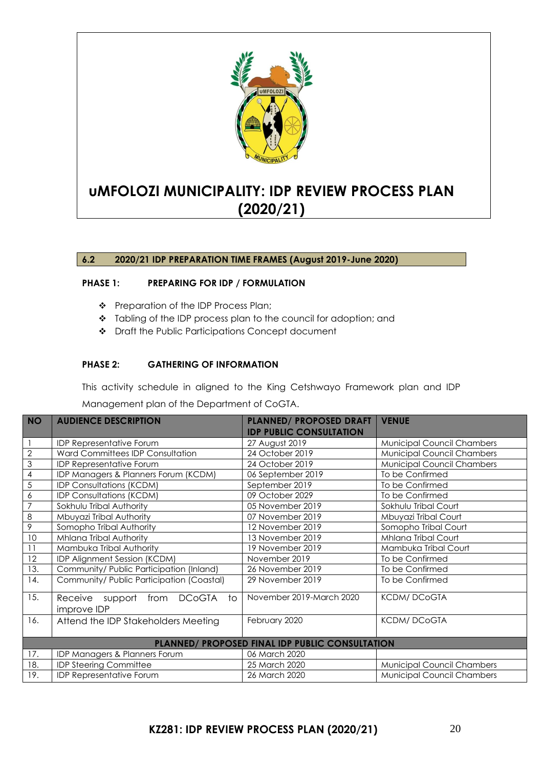# uMFOLOZI MUNICIPALITY: IDP REVIEW PROCESS PLAN (2020/21)

## 6.2 2020/21 IDP PREPARATION TIME FRAMES (August 2019-June 2020)

### PHASE 1: PREPARING FOR IDP / FORMULATION

- Preparation of the IDP Process Plan;
- Tabling of the IDP process plan to the council for adoption; and
- Draft the Public Participations Concept document

### PHASE 2: GATHERING OF INFORMATION

This activity schedule in aligned to the King Cetshwayo Framework plan and IDP Management plan of the Department of CoGTA.

| NO | AUDIENCE DESCRIPTION | PLANNED/ PROPOSED DRAFT IDP PUBLIC CONSULTATION | VENUE |
|---|---|---|---|
| 1 | IDP Representative Forum | 27 August 2019 | Municipal Council Chambers |
| 2 | Ward Committees IDP Consultation | 24 October 2019 | Municipal Council Chambers |
| 3 | IDP Representative Forum | 24 October 2019 | Municipal Council Chambers |
| 4 | IDP Managers & Planners Forum (KCDM) | 06 September 2019 | To be Confirmed |
| 5 | IDP Consultations (KCDM) | September 2019 | To be Confirmed |
| 6 | IDP Consultations (KCDM) | 09 October 2029 | To be Confirmed |
| 7 | Sokhulu Tribal Authority | 05 November 2019 | Sokhulu Tribal Court |
| 8 | Mbuyazi Tribal Authority | 07 November 2019 | Mbuyazi Tribal Court |
| 9 | Somopho Tribal Authority | 12 November 2019 | Somopho Tribal Court |
| 10 | Mhlana Tribal Authority | 13 November 2019 | Mhlana Tribal Court |
| 11 | Mambuka Tribal Authority | 19 November 2019 | Mambuka Tribal Court |
| 12 | IDP Alignment Session (KCDM) | November 2019 | To be Confirmed |
| 13. | Community/ Public Participation (Inland) | 26 November 2019 | To be Confirmed |
| 14. | Community/ Public Participation (Coastal) | 29 November 2019 | To be Confirmed |
| 15. | Receive support from DCoGTA to improve IDP | November 2019-March 2020 | KCDM/ DCoGTA |
| 16. | Attend the IDP Stakeholders Meeting | February 2020 | KCDM/ DCoGTA |
| **PLANNED/ PROPOSED FINAL IDP PUBLIC CONSULTATION** | | | |
| 17. | IDP Managers & Planners Forum | 06 March 2020 | |
| 18. | IDP Steering Committee | 25 March 2020 | Municipal Council Chambers |
| 19. | IDP Representative Forum | 26 March 2020 | Municipal Council Chambers |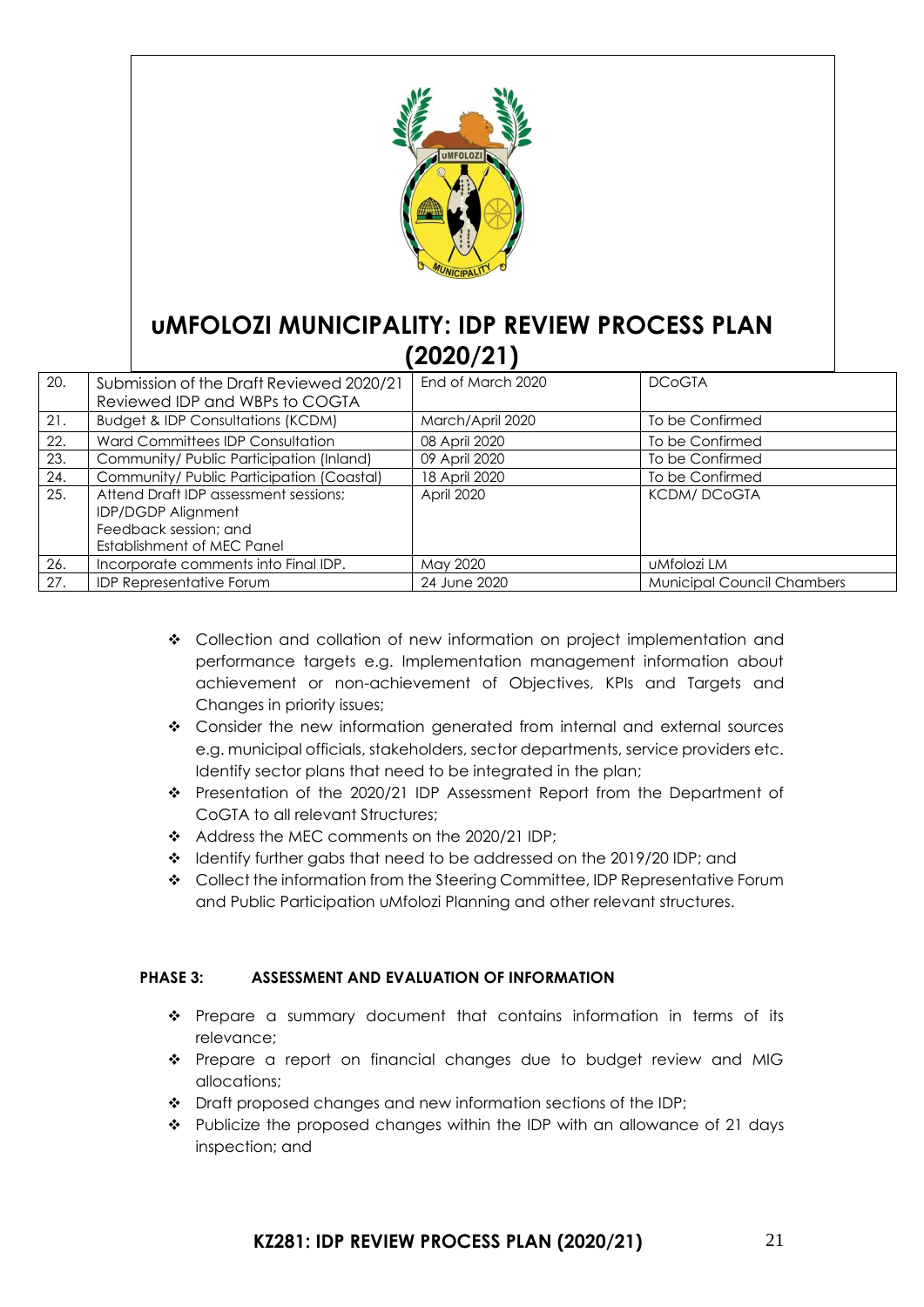# uMFOLOZI MUNICIPALITY: IDP REVIEW PROCESS PLAN (2020/21)

| | | | |
|---|---|---|---|
| 20. | Submission of the Draft Reviewed 2020/21 Reviewed IDP and WBPs to COGTA | End of March 2020 | DCoGTA |
| 21. | Budget & IDP Consultations (KCDM) | March/April 2020 | To be Confirmed |
| 22. | Ward Committees IDP Consultation | 08 April 2020 | To be Confirmed |
| 23. | Community/ Public Participation (Inland) | 09 April 2020 | To be Confirmed |
| 24. | Community/ Public Participation (Coastal) | 18 April 2020 | To be Confirmed |
| 25. | Attend Draft IDP assessment sessions; IDP/DGDP Alignment Feedback session; and Establishment of MEC Panel | April 2020 | KCDM/ DCoGTA |
| 26. | Incorporate comments into Final IDP. | May 2020 | uMfolozi LM |
| 27. | IDP Representative Forum | 24 June 2020 | Municipal Council Chambers |

- Collection and collation of new information on project implementation and performance targets e.g. Implementation management information about achievement or non-achievement of Objectives, KPIs and Targets and Changes in priority issues;
- Consider the new information generated from internal and external sources e.g. municipal officials, stakeholders, sector departments, service providers etc. Identify sector plans that need to be integrated in the plan;
- Presentation of the 2020/21 IDP Assessment Report from the Department of CoGTA to all relevant Structures;
- Address the MEC comments on the 2020/21 IDP;
- Identify further gabs that need to be addressed on the 2019/20 IDP; and
- Collect the information from the Steering Committee, IDP Representative Forum and Public Participation uMfolozi Planning and other relevant structures.

**PHASE 3: ASSESSMENT AND EVALUATION OF INFORMATION**

- Prepare a summary document that contains information in terms of its relevance;
- Prepare a report on financial changes due to budget review and MIG allocations;
- Draft proposed changes and new information sections of the IDP;
- Publicize the proposed changes within the IDP with an allowance of 21 days inspection; and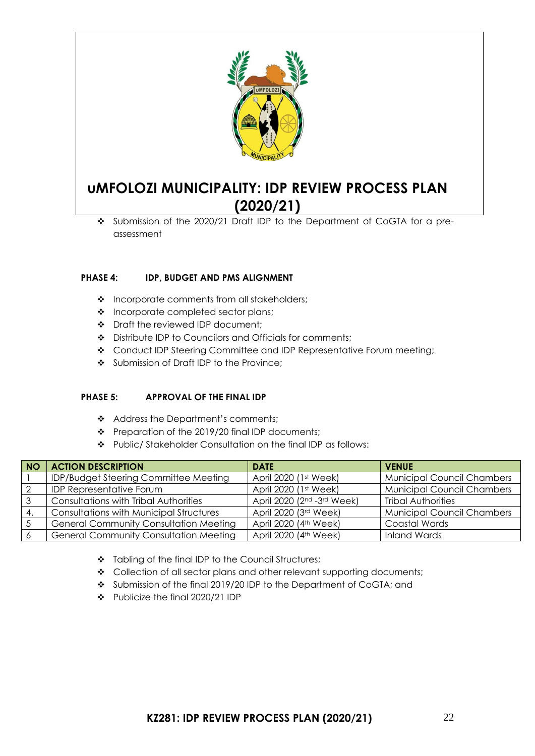- Submission of the 2020/21 Draft IDP to the Department of CoGTA for a pre-assessment

**PHASE 4: IDP, BUDGET AND PMS ALIGNMENT**

- Incorporate comments from all stakeholders;
- Incorporate completed sector plans;
- Draft the reviewed IDP document;
- Distribute IDP to Councilors and Officials for comments;
- Conduct IDP Steering Committee and IDP Representative Forum meeting;
- Submission of Draft IDP to the Province;

**PHASE 5: APPROVAL OF THE FINAL IDP**

- Address the Department's comments;
- Preparation of the 2019/20 final IDP documents;
- Public/ Stakeholder Consultation on the final IDP as follows:

| NO | ACTION DESCRIPTION | DATE | VENUE |
|---|---|---|---|
| 1 | IDP/Budget Steering Committee Meeting | April 2020 (1st Week) | Municipal Council Chambers |
| 2 | IDP Representative Forum | April 2020 (1st Week) | Municipal Council Chambers |
| 3 | Consultations with Tribal Authorities | April 2020 (2nd -3rd Week) | Tribal Authorities |
| 4. | Consultations with Municipal Structures | April 2020 (3rd Week) | Municipal Council Chambers |
| 5 | General Community Consultation Meeting | April 2020 (4th Week) | Coastal Wards |
| 6 | General Community Consultation Meeting | April 2020 (4th Week) | Inland Wards |

- Tabling of the final IDP to the Council Structures;
- Collection of all sector plans and other relevant supporting documents;
- Submission of the final 2019/20 IDP to the Department of CoGTA; and
- Publicize the final 2020/21 IDP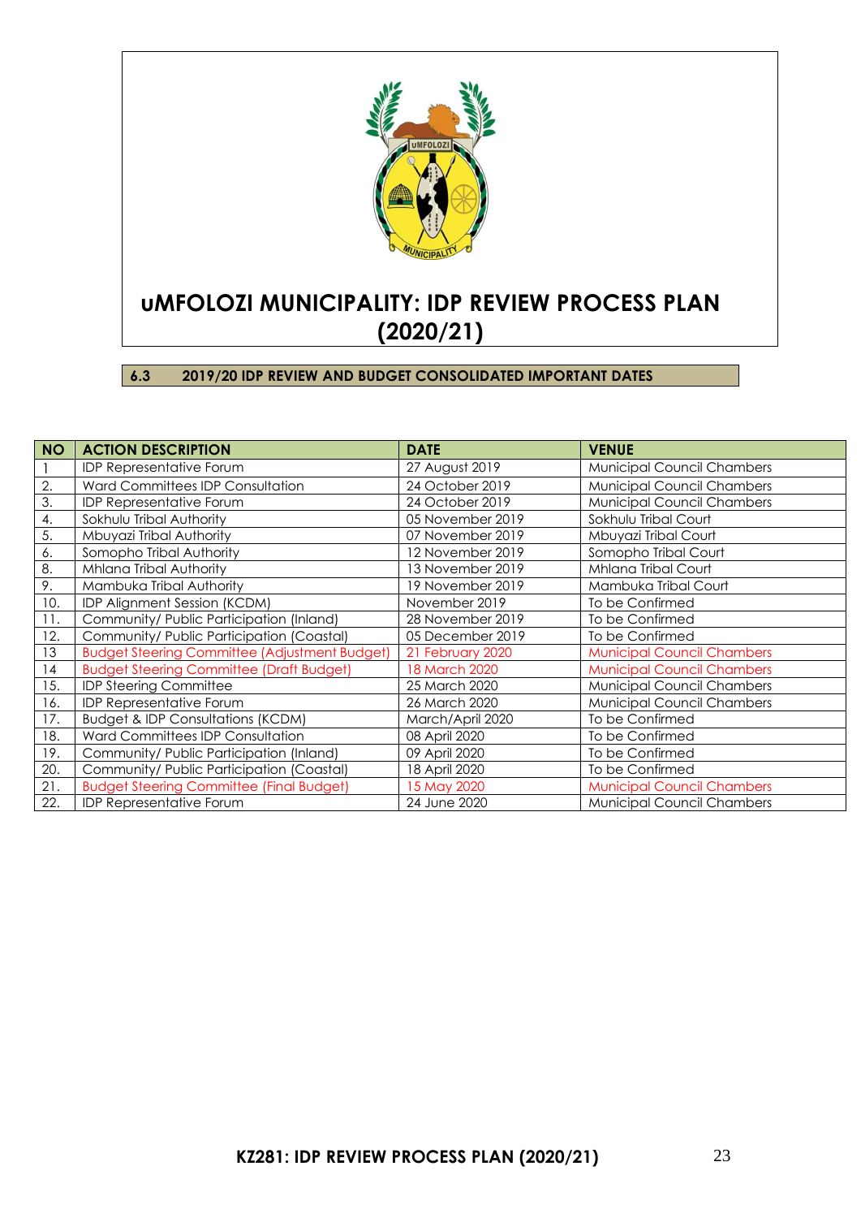# uMFOLOZI MUNICIPALITY: IDP REVIEW PROCESS PLAN (2020/21)

## 6.3 2019/20 IDP REVIEW AND BUDGET CONSOLIDATED IMPORTANT DATES

| NO | ACTION DESCRIPTION | DATE | VENUE |
|---|---|---|---|
| 1 | IDP Representative Forum | 27 August 2019 | Municipal Council Chambers |
| 2. | Ward Committees IDP Consultation | 24 October 2019 | Municipal Council Chambers |
| 3. | IDP Representative Forum | 24 October 2019 | Municipal Council Chambers |
| 4. | Sokhulu Tribal Authority | 05 November 2019 | Sokhulu Tribal Court |
| 5. | Mbuyazi Tribal Authority | 07 November 2019 | Mbuyazi Tribal Court |
| 6. | Somopho Tribal Authority | 12 November 2019 | Somopho Tribal Court |
| 8. | Mhlana Tribal Authority | 13 November 2019 | Mhlana Tribal Court |
| 9. | Mambuka Tribal Authority | 19 November 2019 | Mambuka Tribal Court |
| 10. | IDP Alignment Session (KCDM) | November 2019 | To be Confirmed |
| 11. | Community/ Public Participation (Inland) | 28 November 2019 | To be Confirmed |
| 12. | Community/ Public Participation (Coastal) | 05 December 2019 | To be Confirmed |
| 13 | Budget Steering Committee (Adjustment Budget) | 21 February 2020 | Municipal Council Chambers |
| 14 | Budget Steering Committee (Draft Budget) | 18 March 2020 | Municipal Council Chambers |
| 15. | IDP Steering Committee | 25 March 2020 | Municipal Council Chambers |
| 16. | IDP Representative Forum | 26 March 2020 | Municipal Council Chambers |
| 17. | Budget & IDP Consultations (KCDM) | March/April 2020 | To be Confirmed |
| 18. | Ward Committees IDP Consultation | 08 April 2020 | To be Confirmed |
| 19. | Community/ Public Participation (Inland) | 09 April 2020 | To be Confirmed |
| 20. | Community/ Public Participation (Coastal) | 18 April 2020 | To be Confirmed |
| 21. | Budget Steering Committee (Final Budget) | 15 May 2020 | Municipal Council Chambers |
| 22. | IDP Representative Forum | 24 June 2020 | Municipal Council Chambers |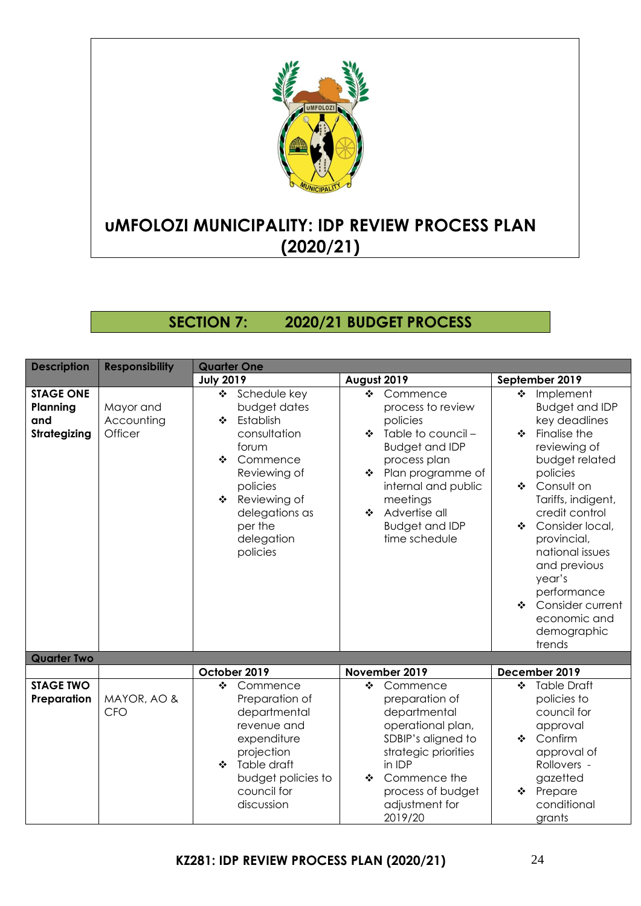# uMFOLOZI MUNICIPALITY: IDP REVIEW PROCESS PLAN (2020/21)

## SECTION 7: 2020/21 BUDGET PROCESS

| Description | Responsibility | Quarter One | | |
|---|---|---|---|---|
| | | **July 2019** | **August 2019** | **September 2019** |
| **STAGE ONE Planning and Strategizing** | Mayor and Accounting Officer | ❖ Schedule key budget dates<br>❖ Establish consultation forum<br>❖ Commence Reviewing of policies<br>❖ Reviewing of delegations as per the delegation policies | ❖ Commence process to review policies<br>❖ Table to council – Budget and IDP process plan<br>❖ Plan programme of internal and public meetings<br>❖ Advertise all Budget and IDP time schedule | ❖ Implement Budget and IDP key deadlines<br>❖ Finalise the reviewing of budget related policies<br>❖ Consult on Tariffs, indigent, credit control<br>❖ Consider local, provincial, national issues and previous year's performance<br>❖ Consider current economic and demographic trends |
| **Quarter Two** | | | | |
| | | **October 2019** | **November 2019** | **December 2019** |
| **STAGE TWO Preparation** | MAYOR, AO & CFO | ❖ Commence Preparation of departmental revenue and expenditure projection<br>❖ Table draft budget policies to council for discussion | ❖ Commence preparation of departmental operational plan, SDBIP's aligned to strategic priorities in IDP<br>❖ Commence the process of budget adjustment for 2019/20 | ❖ Table Draft policies to council for approval<br>❖ Confirm approval of Rollovers - gazetted<br>❖ Prepare conditional grants |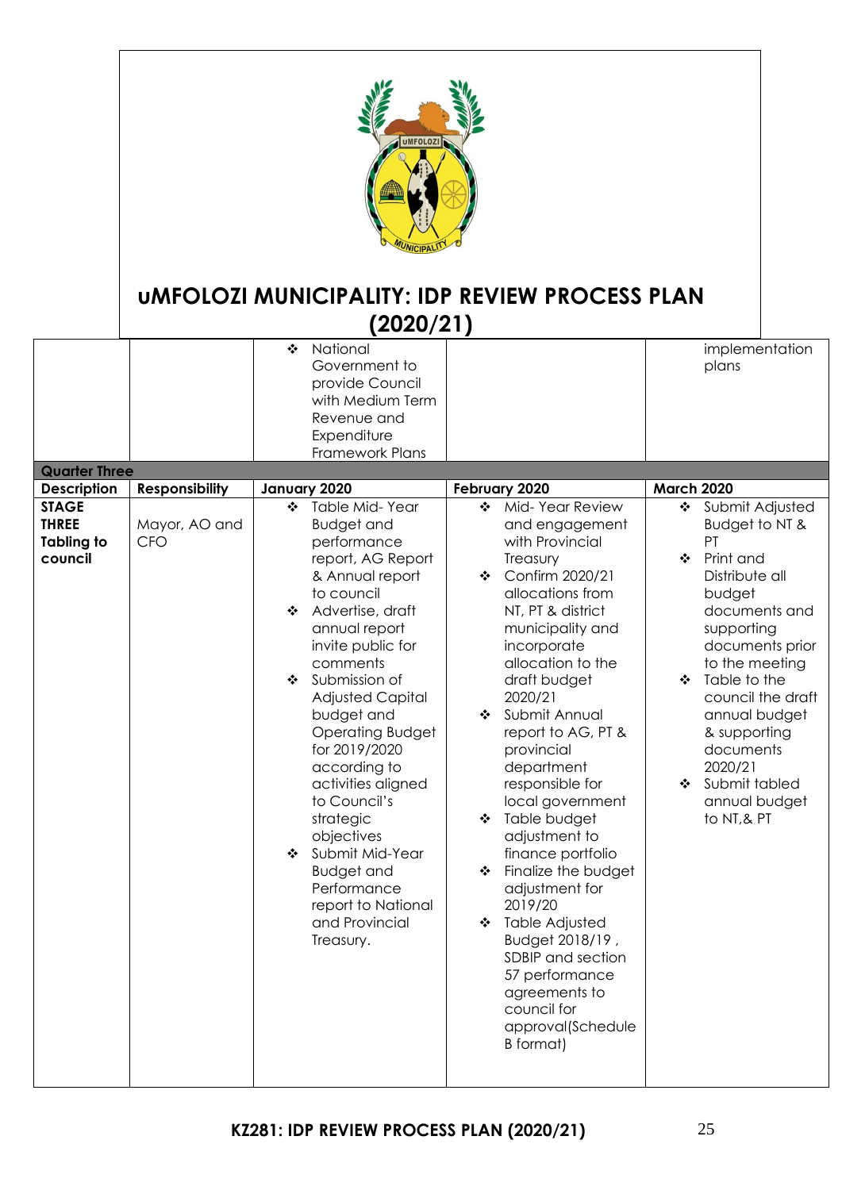# uMFOLOZI MUNICIPALITY: IDP REVIEW PROCESS PLAN (2020/21)

| | | | | |
|---|---|---|---|---|
| | | ❖ National Government to provide Council with Medium Term Revenue and Expenditure Framework Plans | | implementation plans |
| **Quarter Three** | | | | |
| **Description** | **Responsibility** | **January 2020** | **February 2020** | **March 2020** |
| **STAGE THREE Tabling to council** | Mayor, AO and CFO | ❖ Table Mid- Year Budget and performance report, AG Report & Annual report to council<br>❖ Advertise, draft annual report invite public for comments<br>❖ Submission of Adjusted Capital budget and Operating Budget for 2019/2020 according to activities aligned to Council's strategic objectives<br>❖ Submit Mid-Year Budget and Performance report to National and Provincial Treasury. | ❖ Mid- Year Review and engagement with Provincial Treasury<br>❖ Confirm 2020/21 allocations from NT, PT & district municipality and incorporate allocation to the draft budget 2020/21<br>❖ Submit Annual report to AG, PT & provincial department responsible for local government<br>❖ Table budget adjustment to finance portfolio<br>❖ Finalize the budget adjustment for 2019/20<br>❖ Table Adjusted Budget 2018/19 , SDBIP and section 57 performance agreements to council for approval(Schedule B format) | ❖ Submit Adjusted Budget to NT & PT<br>❖ Print and Distribute all budget documents and supporting documents prior to the meeting<br>❖ Table to the council the draft annual budget & supporting documents 2020/21<br>❖ Submit tabled annual budget to NT,& PT |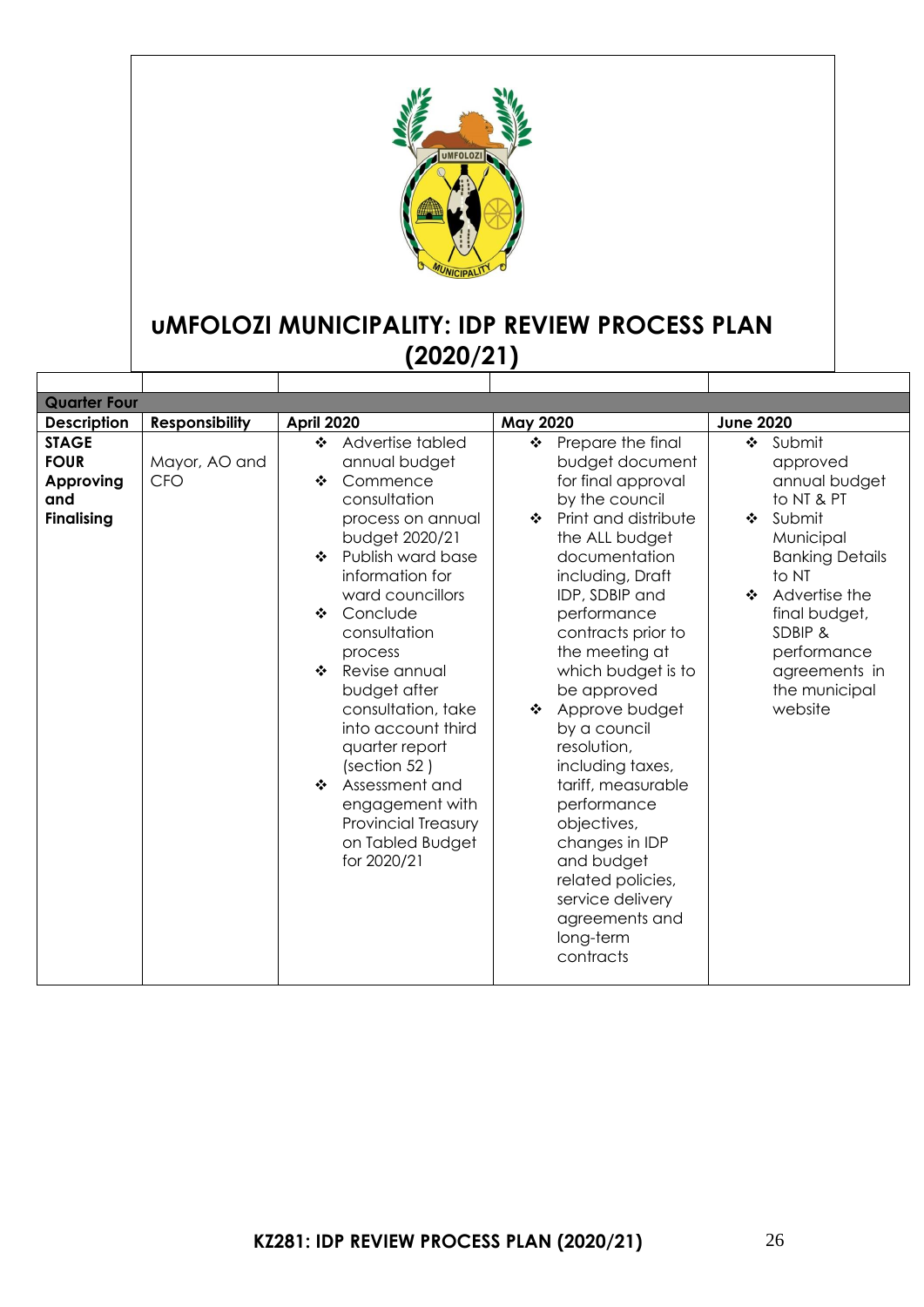# uMFOLOZI MUNICIPALITY: IDP REVIEW PROCESS PLAN (2020/21)

| Quarter Four | | | | |
|---|---|---|---|---|
| **Description** | **Responsibility** | **April 2020** | **May 2020** | **June 2020** |
| **STAGE FOUR Approving and Finalising** | Mayor, AO and CFO | ❖ Advertise tabled annual budget<br>❖ Commence consultation process on annual budget 2020/21<br>❖ Publish ward base information for ward councillors<br>❖ Conclude consultation process<br>❖ Revise annual budget after consultation, take into account third quarter report (section 52 )<br>❖ Assessment and engagement with Provincial Treasury on Tabled Budget for 2020/21 | ❖ Prepare the final budget document for final approval by the council<br>❖ Print and distribute the ALL budget documentation including, Draft IDP, SDBIP and performance contracts prior to the meeting at which budget is to be approved<br>❖ Approve budget by a council resolution, including taxes, tariff, measurable performance objectives, changes in IDP and budget related policies, service delivery agreements and long-term contracts | ❖ Submit approved annual budget to NT & PT<br>❖ Submit Municipal Banking Details to NT<br>❖ Advertise the final budget, SDBIP & performance agreements in the municipal website |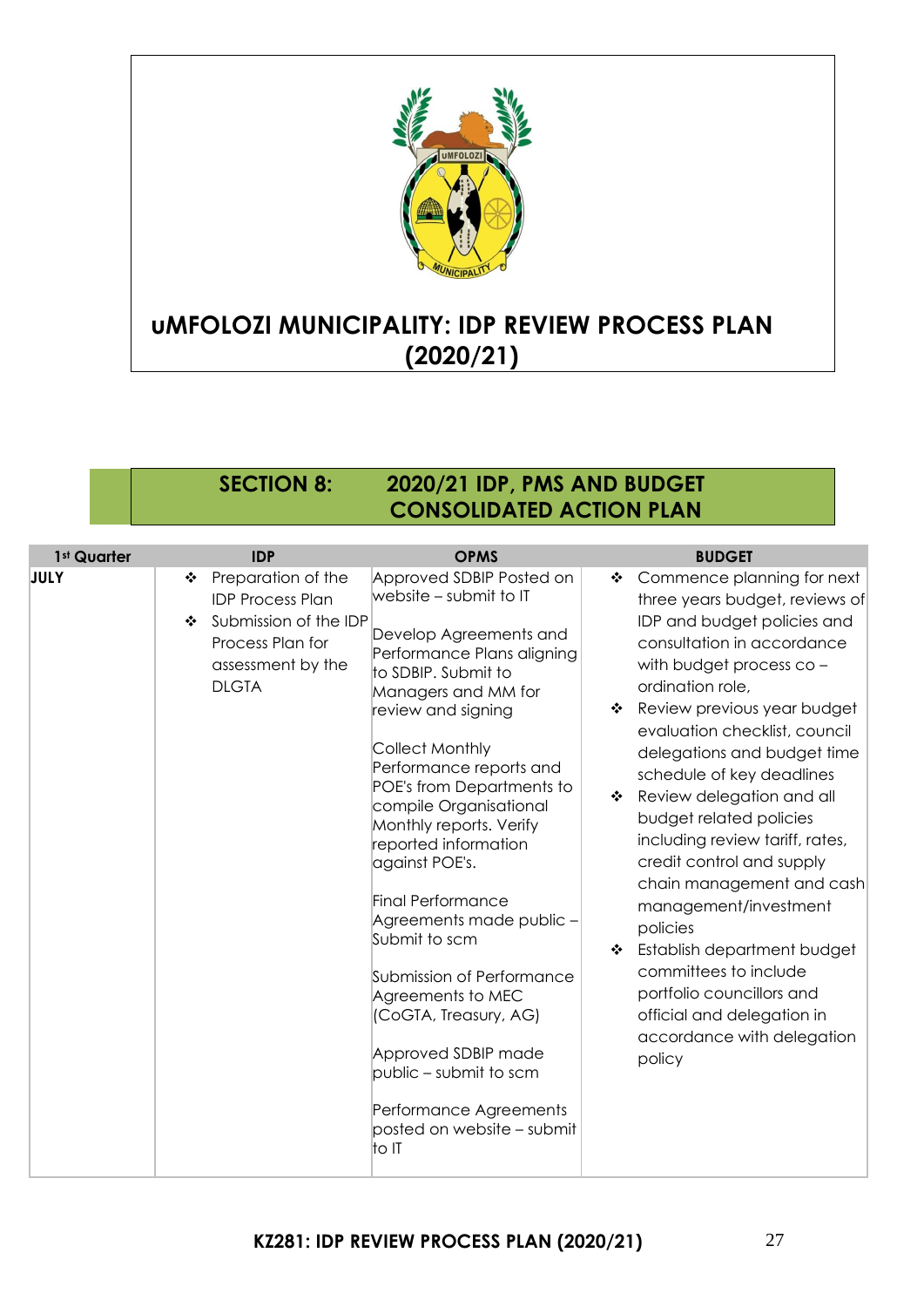# uMFOLOZI MUNICIPALITY: IDP REVIEW PROCESS PLAN (2020/21)

## SECTION 8: 2020/21 IDP, PMS AND BUDGET CONSOLIDATED ACTION PLAN

| 1st Quarter | IDP | OPMS | BUDGET |
|---|---|---|---|
| **JULY** | ❖ Preparation of the IDP Process Plan<br>❖ Submission of the IDP Process Plan for assessment by the DLGTA | Approved SDBIP Posted on website – submit to IT<br><br>Develop Agreements and Performance Plans aligning to SDBIP. Submit to Managers and MM for review and signing<br><br>Collect Monthly Performance reports and POE's from Departments to compile Organisational Monthly reports. Verify reported information against POE's.<br><br>Final Performance Agreements made public – Submit to scm<br><br>Submission of Performance Agreements to MEC (CoGTA, Treasury, AG)<br><br>Approved SDBIP made public – submit to scm<br><br>Performance Agreements posted on website – submit to IT | ❖ Commence planning for next three years budget, reviews of IDP and budget policies and consultation in accordance with budget process co – ordination role,<br>❖ Review previous year budget evaluation checklist, council delegations and budget time schedule of key deadlines<br>❖ Review delegation and all budget related policies including review tariff, rates, credit control and supply chain management and cash management/investment policies<br>❖ Establish department budget committees to include portfolio councillors and official and delegation in accordance with delegation policy |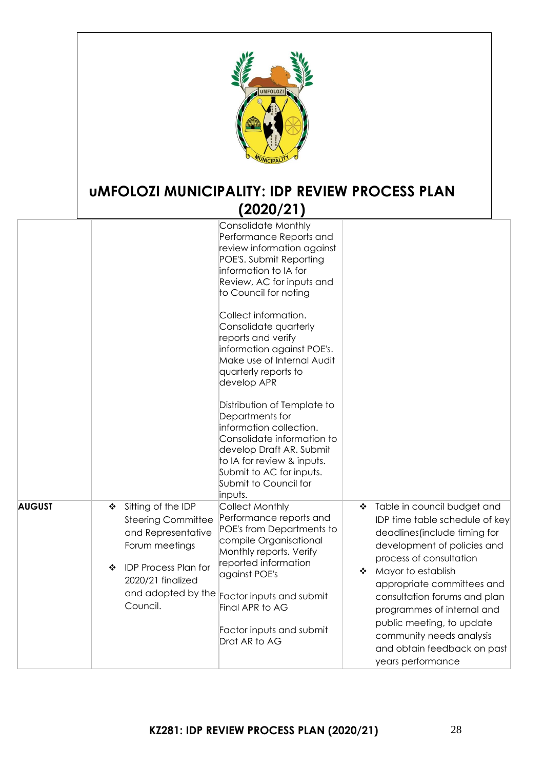# uMFOLOZI MUNICIPALITY: IDP REVIEW PROCESS PLAN (2020/21)

| | | | |
|---|---|---|---|
| | | Consolidate Monthly Performance Reports and review information against POE'S. Submit Reporting information to IA for Review, AC for inputs and to Council for noting<br><br>Collect information. Consolidate quarterly reports and verify information against POE's. Make use of Internal Audit quarterly reports to develop APR<br><br>Distribution of Template to Departments for information collection. Consolidate information to develop Draft AR. Submit to IA for review & inputs. Submit to AC for inputs. Submit to Council for inputs. | |
| **AUGUST** | ❖ Sitting of the IDP Steering Committee and Representative Forum meetings<br><br>❖ IDP Process Plan for 2020/21 finalized and adopted by the Council. | Collect Monthly Performance reports and POE's from Departments to compile Organisational Monthly reports. Verify reported information against POE's<br><br>Factor inputs and submit Final APR to AG<br><br>Factor inputs and submit Drat AR to AG | ❖ Table in council budget and IDP time table schedule of key deadlines(include timing for development of policies and process of consultation<br>❖ Mayor to establish appropriate committees and consultation forums and plan programmes of internal and public meeting, to update community needs analysis and obtain feedback on past years performance |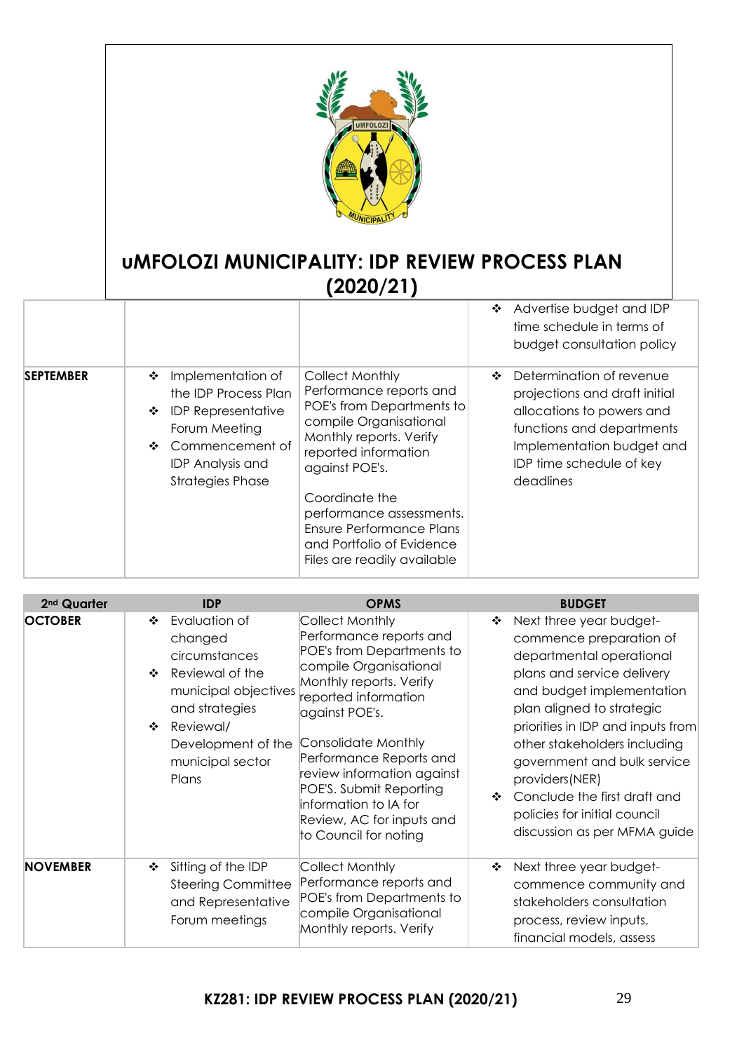# uMFOLOZI MUNICIPALITY: IDP REVIEW PROCESS PLAN (2020/21)

| | | | |
|---|---|---|---|
| | | | ❖ Advertise budget and IDP time schedule in terms of budget consultation policy |
| **SEPTEMBER** | ❖ Implementation of the IDP Process Plan<br>❖ IDP Representative Forum Meeting<br>❖ Commencement of IDP Analysis and Strategies Phase | Collect Monthly Performance reports and POE's from Departments to compile Organisational Monthly reports. Verify reported information against POE's.<br><br>Coordinate the performance assessments. Ensure Performance Plans and Portfolio of Evidence Files are readily available | ❖ Determination of revenue projections and draft initial allocations to powers and functions and departments Implementation budget and IDP time schedule of key deadlines |

| 2nd Quarter | IDP | OPMS | BUDGET |
|---|---|---|---|
| **OCTOBER** | ❖ Evaluation of changed circumstances<br>❖ Reviewal of the municipal objectives and strategies<br>❖ Reviewal/ Development of the municipal sector Plans | Collect Monthly Performance reports and POE's from Departments to compile Organisational Monthly reports. Verify reported information against POE's.<br><br>Consolidate Monthly Performance Reports and review information against POE'S. Submit Reporting information to IA for Review, AC for inputs and to Council for noting | ❖ Next three year budget-commence preparation of departmental operational plans and service delivery and budget implementation plan aligned to strategic priorities in IDP and inputs from other stakeholders including government and bulk service providers(NER)<br>❖ Conclude the first draft and policies for initial council discussion as per MFMA guide |
| **NOVEMBER** | ❖ Sitting of the IDP Steering Committee and Representative Forum meetings | Collect Monthly Performance reports and POE's from Departments to compile Organisational Monthly reports. Verify | ❖ Next three year budget-commence community and stakeholders consultation process, review inputs, financial models, assess |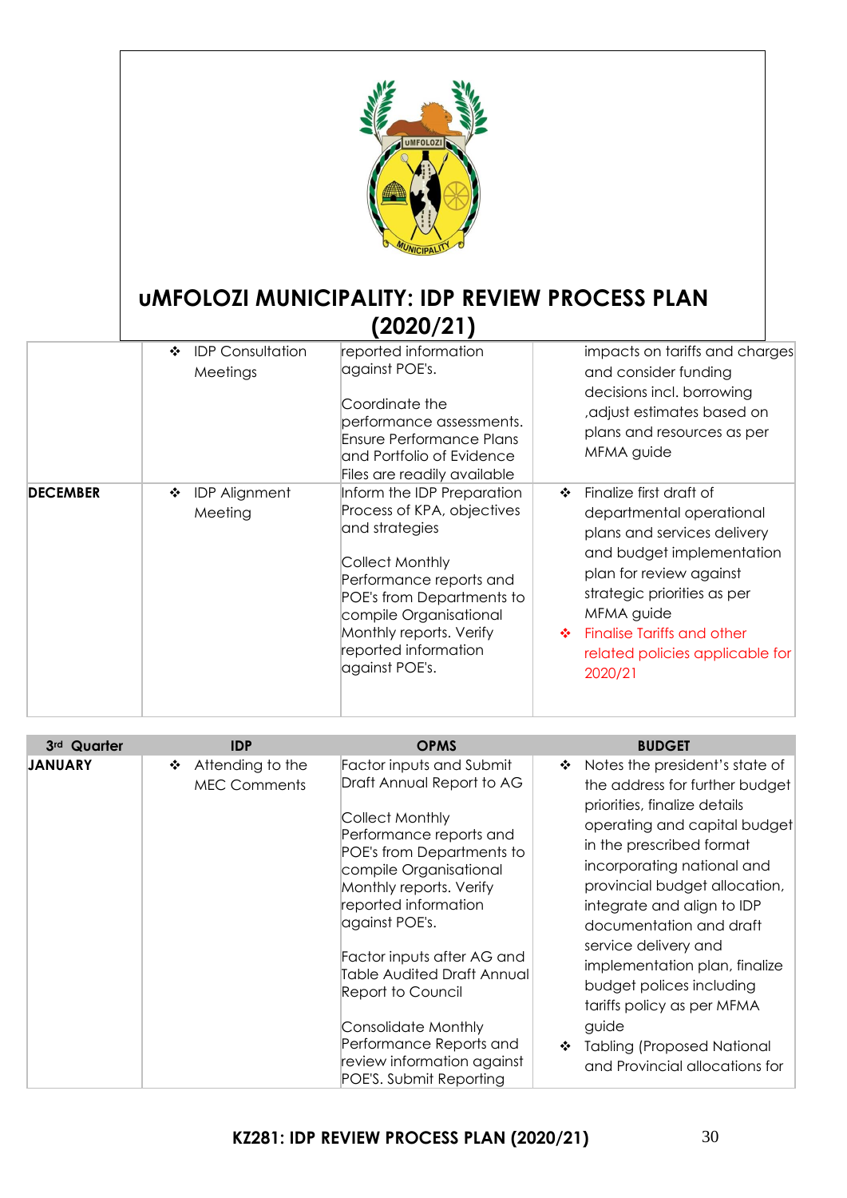# uMFOLOZI MUNICIPALITY: IDP REVIEW PROCESS PLAN (2020/21)

| | | | |
|---|---|---|---|
| | ❖ IDP Consultation Meetings | reported information against POE's.<br><br>Coordinate the performance assessments. Ensure Performance Plans and Portfolio of Evidence Files are readily available | impacts on tariffs and charges and consider funding decisions incl. borrowing ,adjust estimates based on plans and resources as per MFMA guide |
| **DECEMBER** | ❖ IDP Alignment Meeting | Inform the IDP Preparation Process of KPA, objectives and strategies<br><br>Collect Monthly Performance reports and POE's from Departments to compile Organisational Monthly reports. Verify reported information against POE's. | ❖ Finalize first draft of departmental operational plans and services delivery and budget implementation plan for review against strategic priorities as per MFMA guide<br>❖ Finalise Tariffs and other related policies applicable for 2020/21 |

| 3rd Quarter | IDP | OPMS | BUDGET |
|---|---|---|---|
| **JANUARY** | ❖ Attending to the MEC Comments | Factor inputs and Submit Draft Annual Report to AG<br><br>Collect Monthly Performance reports and POE's from Departments to compile Organisational Monthly reports. Verify reported information against POE's.<br><br>Factor inputs after AG and Table Audited Draft Annual Report to Council<br><br>Consolidate Monthly Performance Reports and review information against POE'S. Submit Reporting | ❖ Notes the president's state of the address for further budget priorities, finalize details operating and capital budget in the prescribed format incorporating national and provincial budget allocation, integrate and align to IDP documentation and draft service delivery and implementation plan, finalize budget polices including tariffs policy as per MFMA guide<br>❖ Tabling (Proposed National and Provincial allocations for |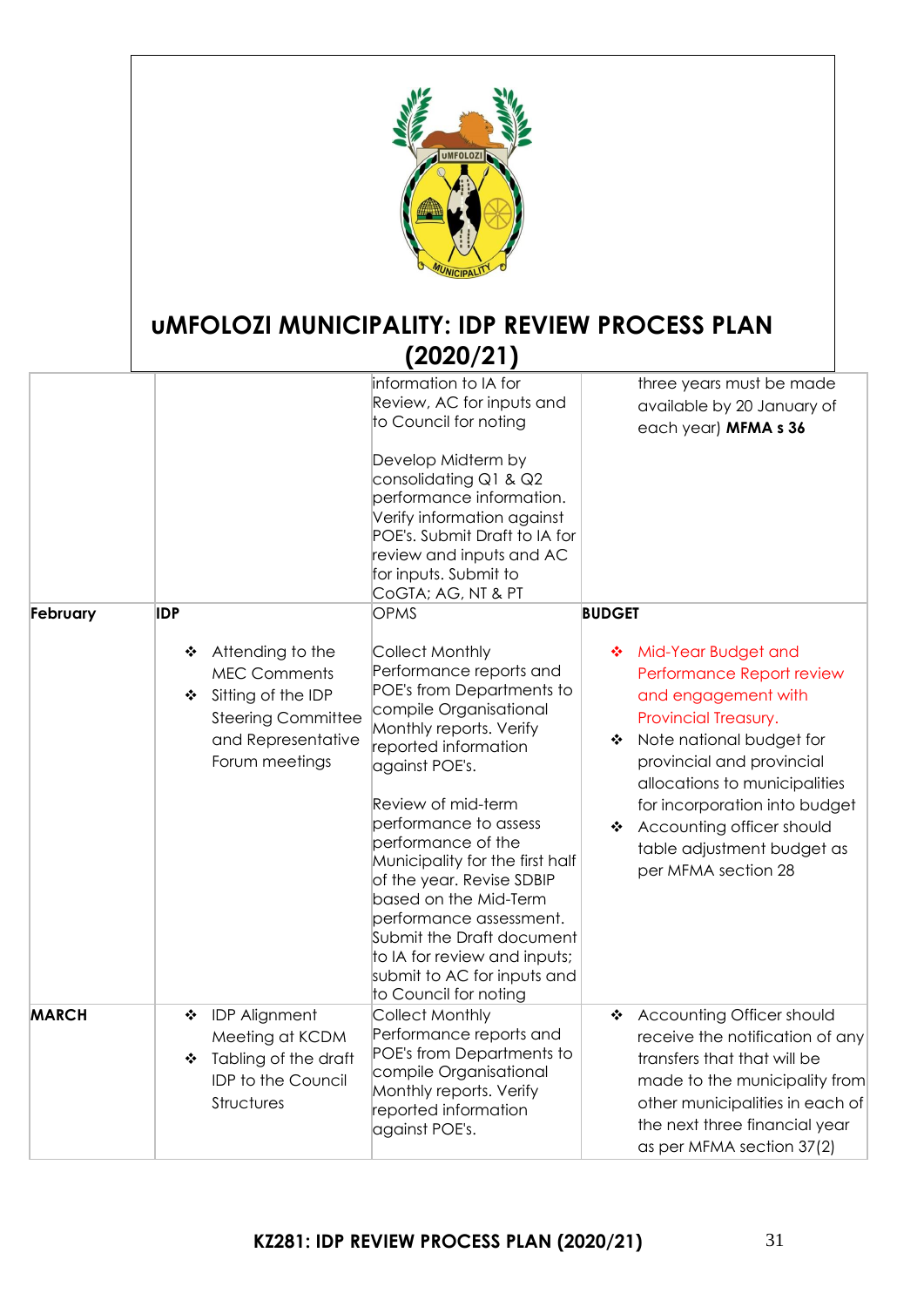| | | | |
|---|---|---|---|
| | | information to IA for Review, AC for inputs and to Council for noting<br><br>Develop Midterm by consolidating Q1 & Q2 performance information. Verify information against POE's. Submit Draft to IA for review and inputs and AC for inputs. Submit to CoGTA; AG, NT & PT | three years must be made available by 20 January of each year) **MFMA s 36** |
| **February** | **IDP**<br><br>❖ Attending to the MEC Comments<br>❖ Sitting of the IDP Steering Committee and Representative Forum meetings | OPMS<br><br>Collect Monthly Performance reports and POE's from Departments to compile Organisational Monthly reports. Verify reported information against POE's.<br><br>Review of mid-term performance to assess performance of the Municipality for the first half of the year. Revise SDBIP based on the Mid-Term performance assessment. Submit the Draft document to IA for review and inputs; submit to AC for inputs and to Council for noting | **BUDGET**<br><br>❖ Mid-Year Budget and Performance Report review and engagement with Provincial Treasury.<br>❖ Note national budget for provincial and provincial allocations to municipalities for incorporation into budget<br>❖ Accounting officer should table adjustment budget as per MFMA section 28 |
| **MARCH** | ❖ IDP Alignment Meeting at KCDM<br>❖ Tabling of the draft IDP to the Council Structures | Collect Monthly Performance reports and POE's from Departments to compile Organisational Monthly reports. Verify reported information against POE's. | ❖ Accounting Officer should receive the notification of any transfers that will be made to the municipality from other municipalities in each of the next three financial year as per MFMA section 37(2) |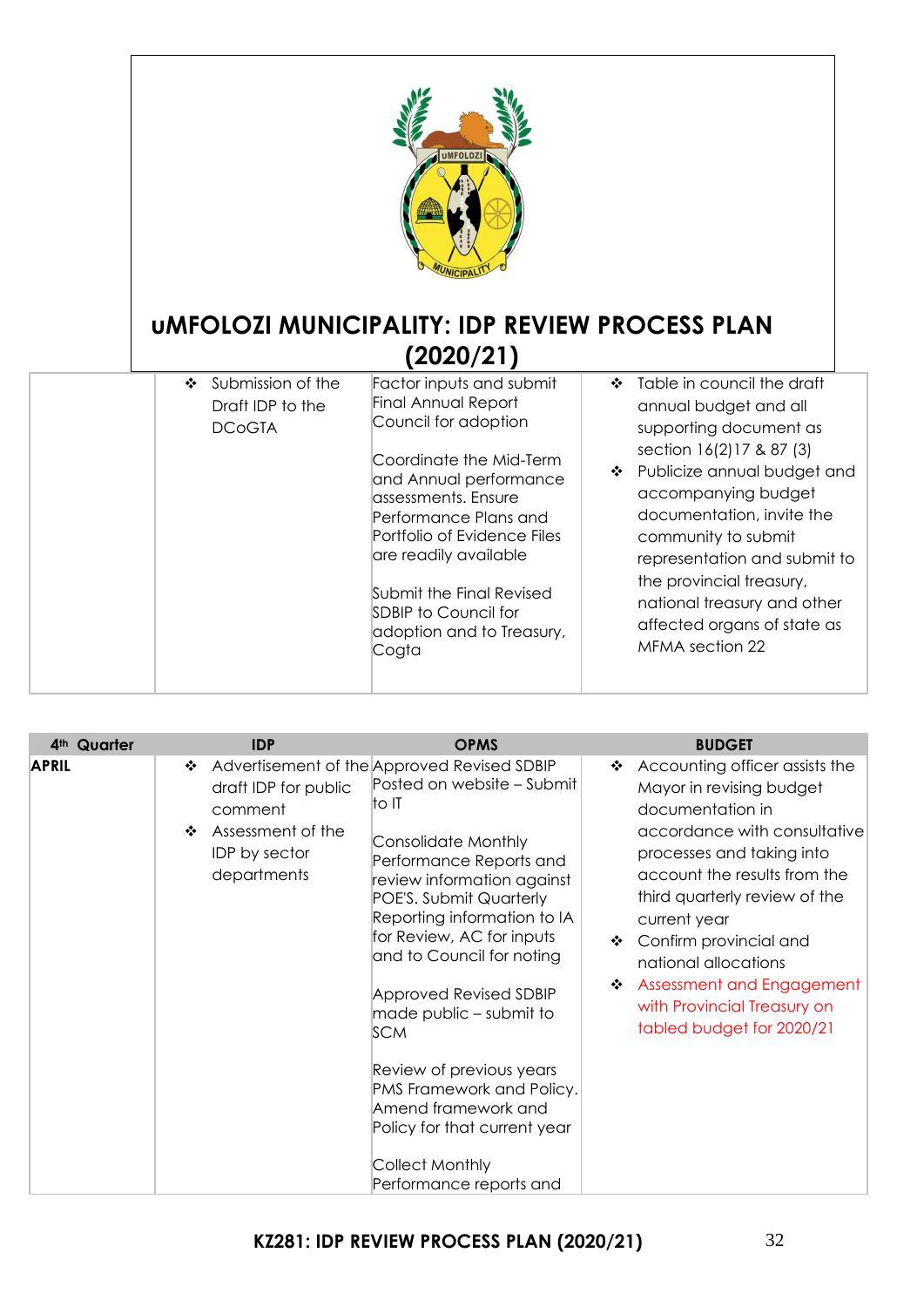# uMFOLOZI MUNICIPALITY: IDP REVIEW PROCESS PLAN (2020/21)

| | | | |
|---|---|---|---|
| | ❖ Submission of the Draft IDP to the DCoGTA | Factor inputs and submit Final Annual Report Council for adoption<br><br>Coordinate the Mid-Term and Annual performance assessments. Ensure Performance Plans and Portfolio of Evidence Files are readily available<br><br>Submit the Final Revised SDBIP to Council for adoption and to Treasury, Cogta | ❖ Table in council the draft annual budget and all supporting document as section 16(2)17 & 87 (3)<br>❖ Publicize annual budget and accompanying budget documentation, invite the community to submit representation and submit to the provincial treasury, national treasury and other affected organs of state as MFMA section 22 |

| 4th Quarter | IDP | OPMS | BUDGET |
|---|---|---|---|
| **APRIL** | ❖ Advertisement of the draft IDP for public comment<br>❖ Assessment of the IDP by sector departments | Approved Revised SDBIP Posted on website – Submit to IT<br><br>Consolidate Monthly Performance Reports and review information against POE'S. Submit Quarterly Reporting information to IA for Review, AC for inputs and to Council for noting<br><br>Approved Revised SDBIP made public – submit to SCM<br><br>Review of previous years PMS Framework and Policy. Amend framework and Policy for that current year<br><br>Collect Monthly Performance reports and | ❖ Accounting officer assists the Mayor in revising budget documentation in accordance with consultative processes and taking into account the results from the third quarterly review of the current year<br>❖ Confirm provincial and national allocations<br>❖ Assessment and Engagement with Provincial Treasury on tabled budget for 2020/21 |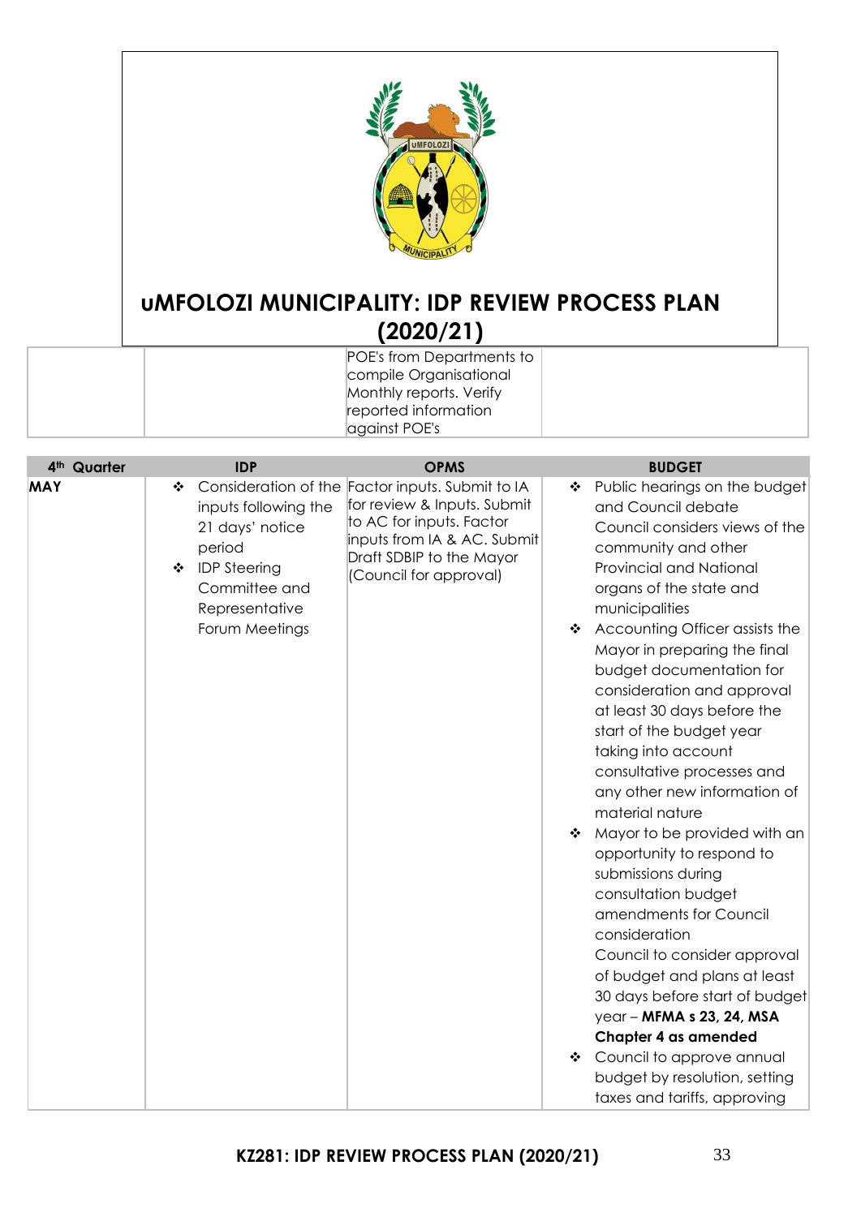# uMFOLOZI MUNICIPALITY: IDP REVIEW PROCESS PLAN (2020/21)

| | | | |
|---|---|---|---|
| | | POE's from Departments to compile Organisational Monthly reports. Verify reported information against POE's | |

| 4th Quarter | IDP | OPMS | BUDGET |
|---|---|---|---|
| **MAY** | ❖ Consideration of the inputs following the 21 days' notice period<br>❖ IDP Steering Committee and Representative Forum Meetings | Factor inputs. Submit to IA for review & Inputs. Submit to AC for inputs. Factor inputs from IA & AC. Submit Draft SDBIP to the Mayor (Council for approval) | ❖ Public hearings on the budget and Council debate Council considers views of the community and other Provincial and National organs of the state and municipalities<br>❖ Accounting Officer assists the Mayor in preparing the final budget documentation for consideration and approval at least 30 days before the start of the budget year taking into account consultative processes and any other new information of material nature<br>❖ Mayor to be provided with an opportunity to respond to submissions during consultation budget amendments for Council consideration Council to consider approval of budget and plans at least 30 days before start of budget year – **MFMA s 23, 24, MSA Chapter 4 as amended**<br>❖ Council to approve annual budget by resolution, setting taxes and tariffs, approving |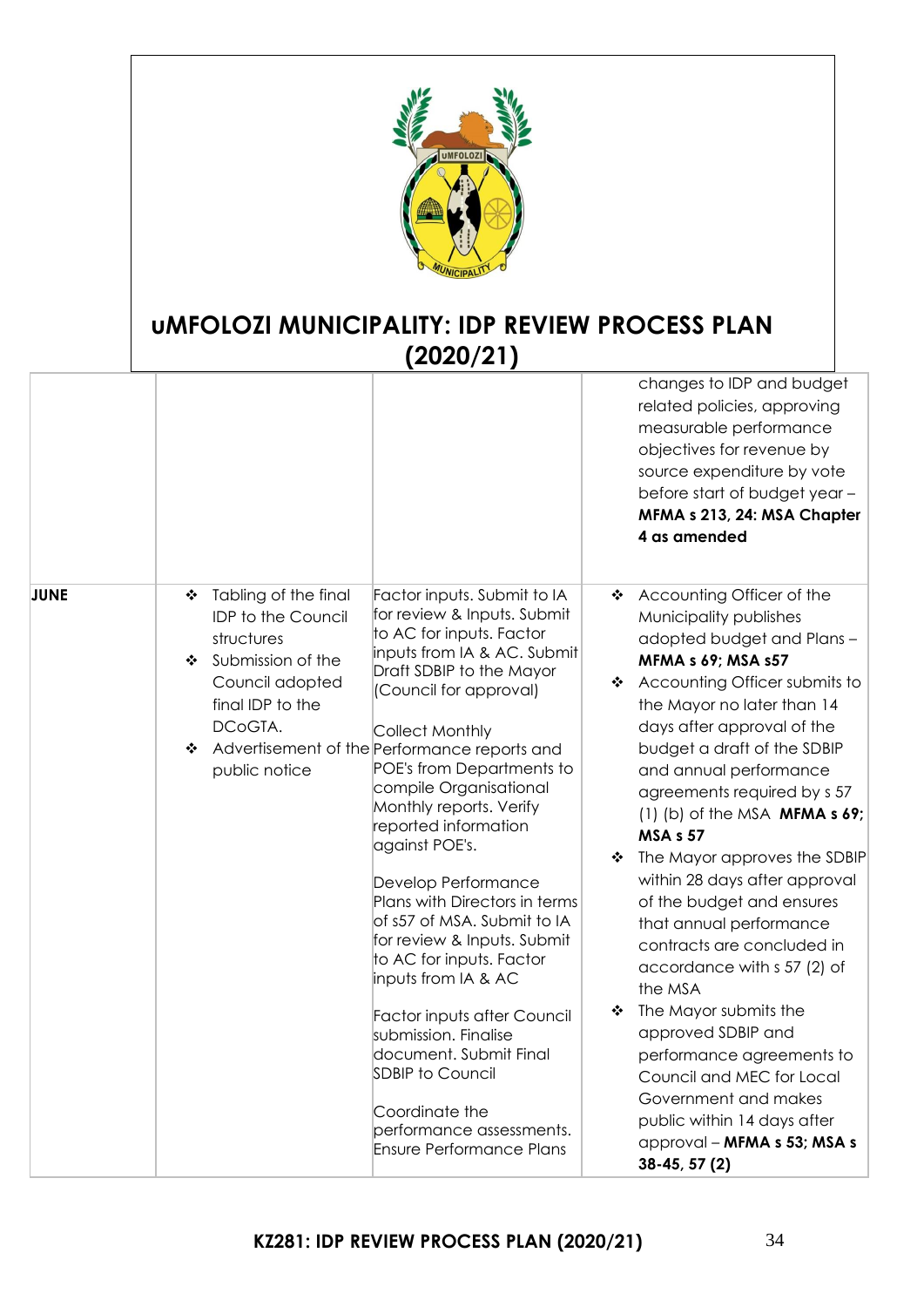# uMFOLOZI MUNICIPALITY: IDP REVIEW PROCESS PLAN (2020/21)

| | | | |
|---|---|---|---|
| | | | changes to IDP and budget related policies, approving measurable performance objectives for revenue by source expenditure by vote before start of budget year – **MFMA s 213, 24: MSA Chapter 4 as amended** |
| **JUNE** | ❖ Tabling of the final IDP to the Council structures<br>❖ Submission of the Council adopted final IDP to the DCoGTA.<br>❖ Advertisement of the public notice | Factor inputs. Submit to IA for review & Inputs. Submit to AC for inputs. Factor inputs from IA & AC. Submit Draft SDBIP to the Mayor (Council for approval)<br><br>Collect Monthly Performance reports and POE's from Departments to compile Organisational Monthly reports. Verify reported information against POE's.<br><br>Develop Performance Plans with Directors in terms of s57 of MSA. Submit to IA for review & Inputs. Submit to AC for inputs. Factor inputs from IA & AC<br><br>Factor inputs after Council submission. Finalise document. Submit Final SDBIP to Council<br><br>Coordinate the performance assessments. Ensure Performance Plans | ❖ Accounting Officer of the Municipality publishes adopted budget and Plans – **MFMA s 69; MSA s57**<br>❖ Accounting Officer submits to the Mayor no later than 14 days after approval of the budget a draft of the SDBIP and annual performance agreements required by s 57 (1) (b) of the MSA **MFMA s 69; MSA s 57**<br>❖ The Mayor approves the SDBIP within 28 days after approval of the budget and ensures that annual performance contracts are concluded in accordance with s 57 (2) of the MSA<br>❖ The Mayor submits the approved SDBIP and performance agreements to Council and MEC for Local Government and makes public within 14 days after approval – **MFMA s 53; MSA s 38-45, 57 (2)** |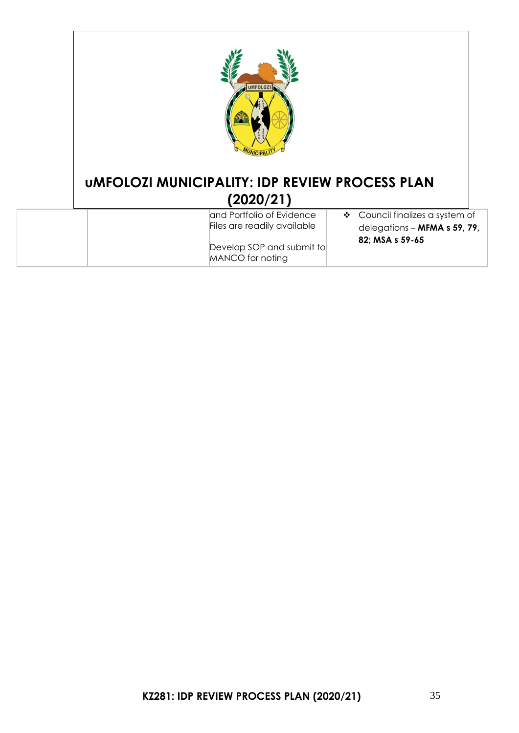| | | | |
|---|---|---|---|
| | | and Portfolio of Evidence Files are readily available<br><br>Develop SOP and submit to MANCO for noting | ❖ Council finalizes a system of delegations – **MFMA s 59, 79, 82; MSA s 59-65** |